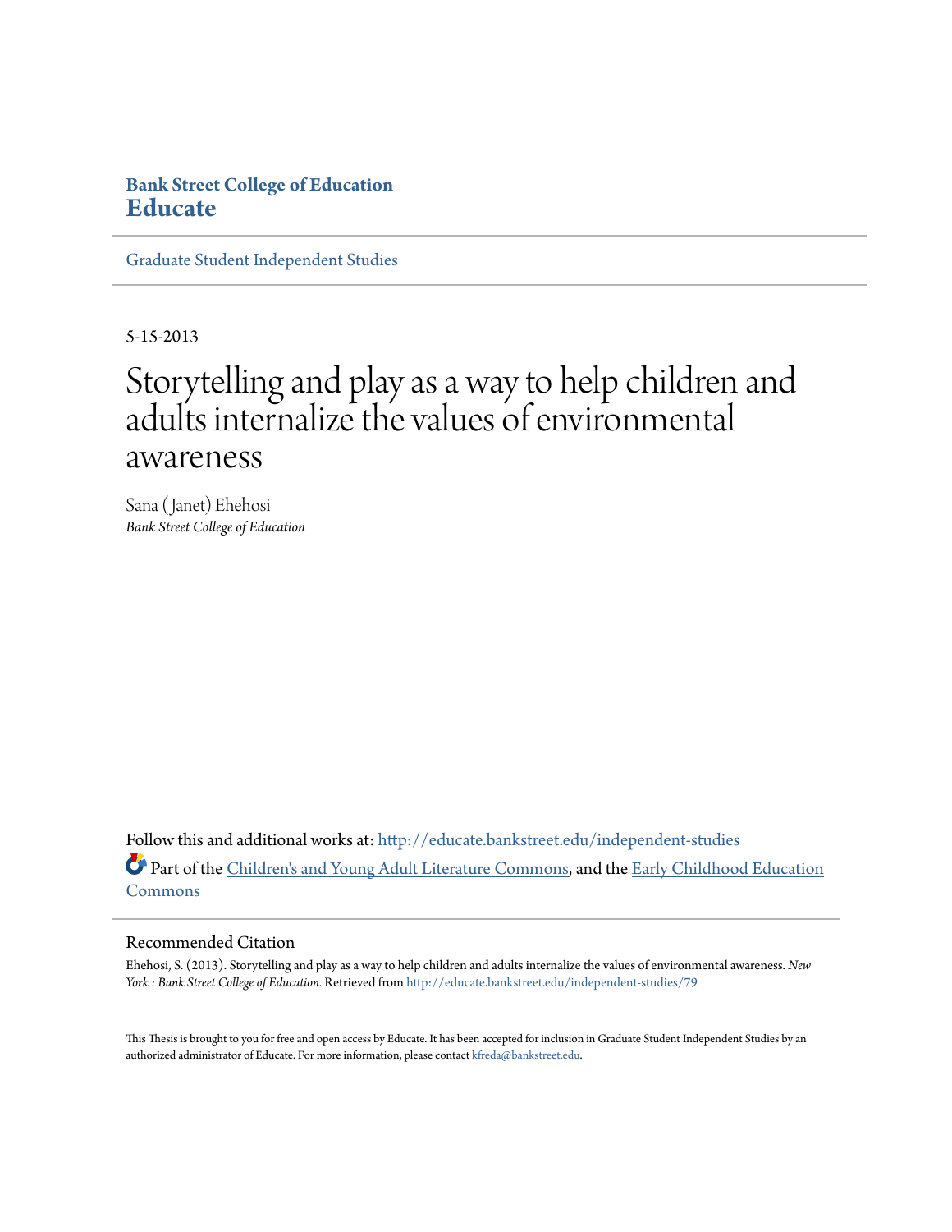**Bank Street College of Education**
**Educate**

Graduate Student Independent Studies

---

5-15-2013

# Storytelling and play as a way to help children and adults internalize the values of environmental awareness

Sana (Janet) Ehehosi
*Bank Street College of Education*

Follow this and additional works at: http://educate.bankstreet.edu/independent-studies

Part of the Children's and Young Adult Literature Commons, and the Early Childhood Education Commons

---

Recommended Citation

Ehehosi, S. (2013). Storytelling and play as a way to help children and adults internalize the values of environmental awareness. *New York : Bank Street College of Education.* Retrieved from http://educate.bankstreet.edu/independent-studies/79

This Thesis is brought to you for free and open access by Educate. It has been accepted for inclusion in Graduate Student Independent Studies by an authorized administrator of Educate. For more information, please contact kfreda@bankstreet.edu.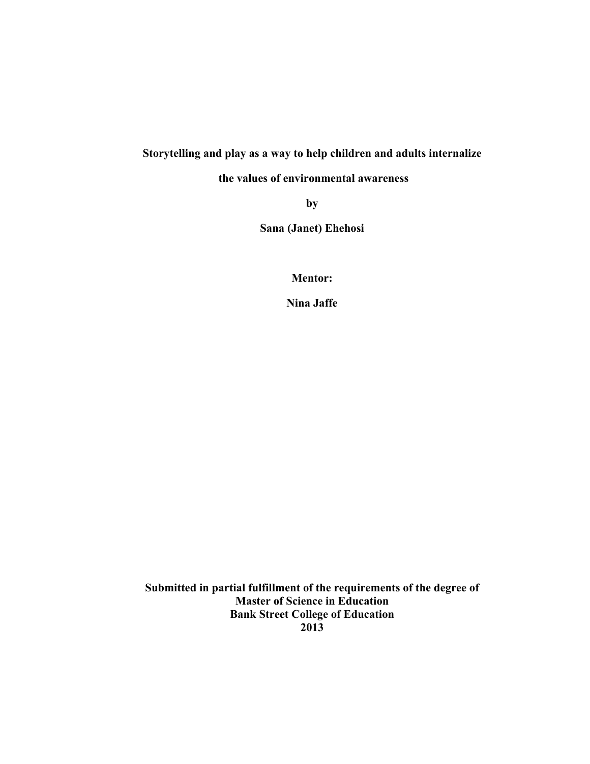**Storytelling and play as a way to help children and adults internalize**

**the values of environmental awareness**

**by**

**Sana (Janet) Ehehosi**

**Mentor:**

**Nina Jaffe**

**Submitted in partial fulfillment of the requirements of the degree of**
**Master of Science in Education**
**Bank Street College of Education**
**2013**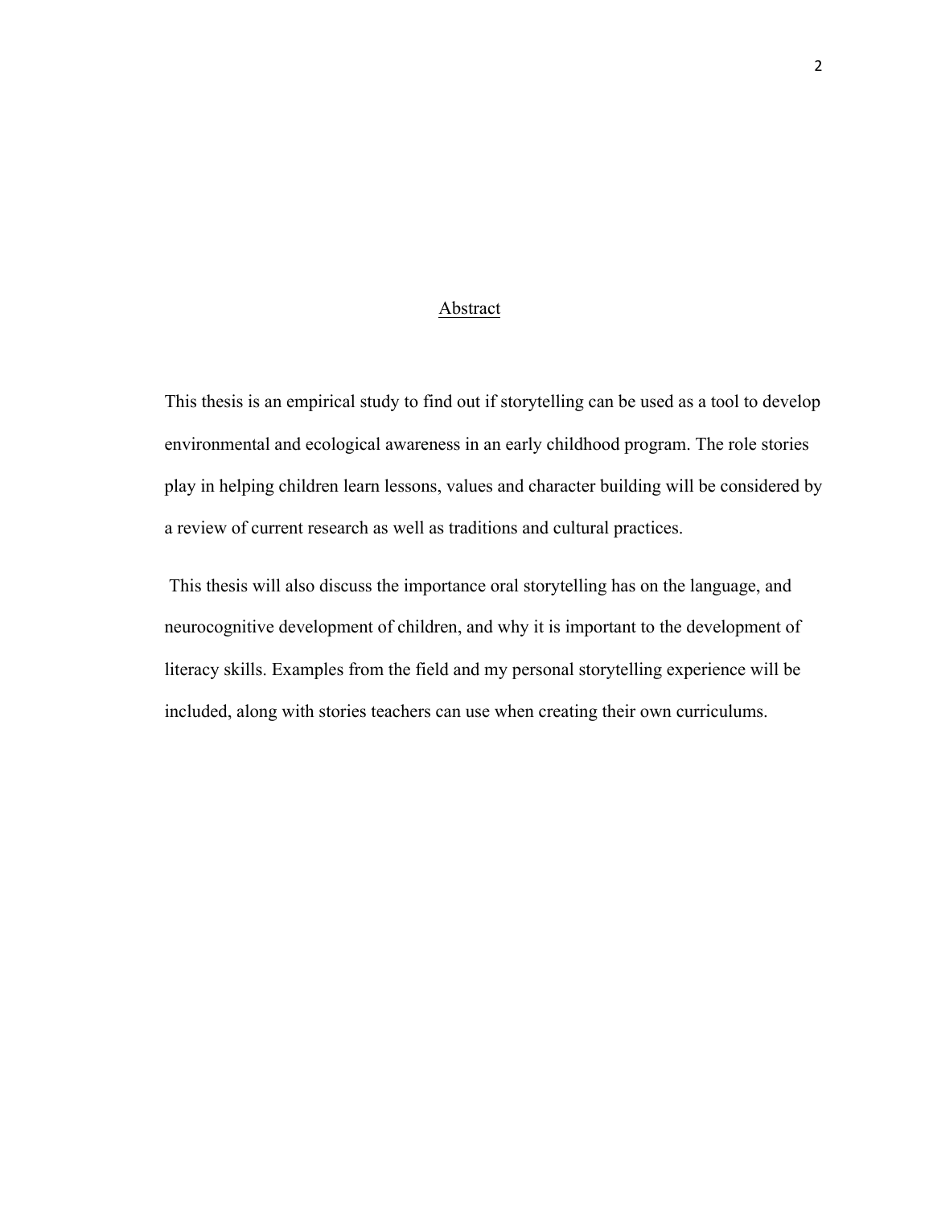## Abstract

This thesis is an empirical study to find out if storytelling can be used as a tool to develop environmental and ecological awareness in an early childhood program. The role stories play in helping children learn lessons, values and character building will be considered by a review of current research as well as traditions and cultural practices.

This thesis will also discuss the importance oral storytelling has on the language, and neurocognitive development of children, and why it is important to the development of literacy skills. Examples from the field and my personal storytelling experience will be included, along with stories teachers can use when creating their own curriculums.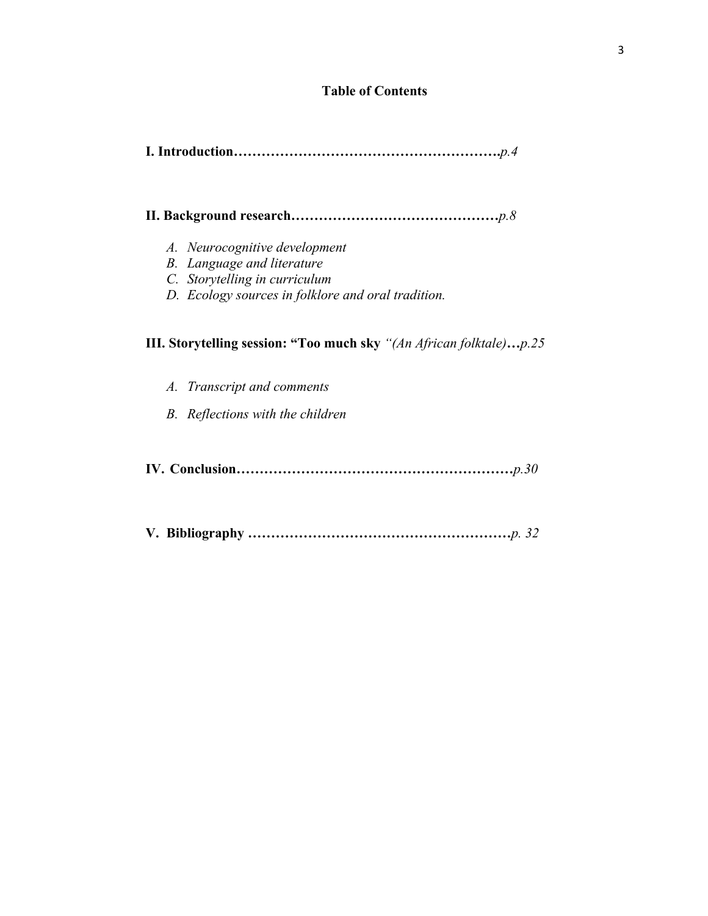## Table of Contents

**I. Introduction…………………………………………………***p.4*

**II. Background research………………………………………***p.8*

- A. *Neurocognitive development*
- B. *Language and literature*
- C. *Storytelling in curriculum*
- D. *Ecology sources in folklore and oral tradition.*

**III. Storytelling session: "Too much sky** *"(An African folktale)***…***p.25*

- A. *Transcript and comments*
- B. *Reflections with the children*

**IV. Conclusion……………………………………………………***p.30*

**V. Bibliography …………………………………………………***p. 32*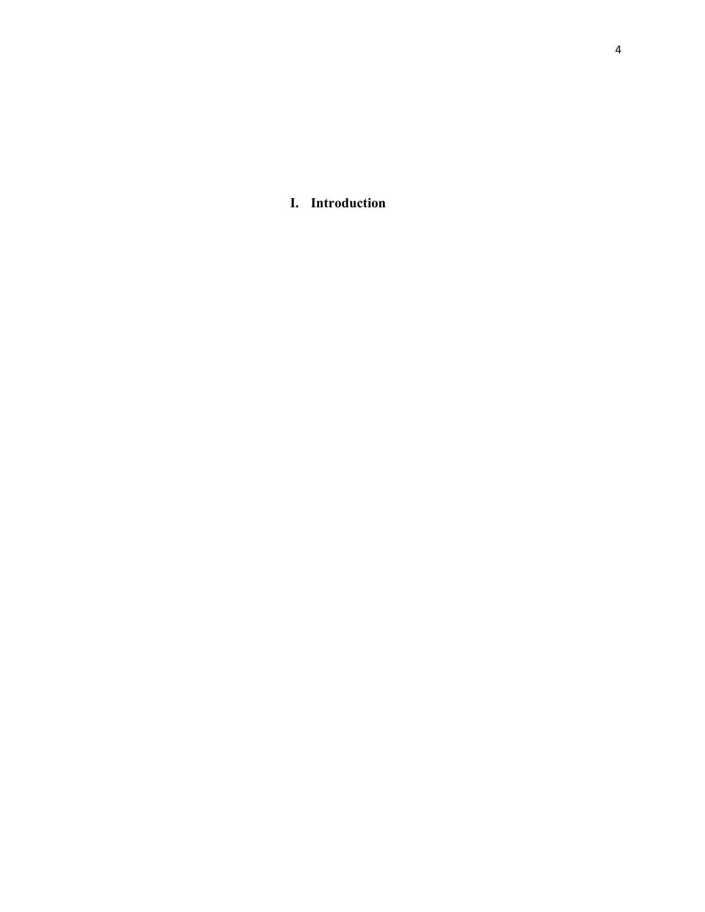# I. Introduction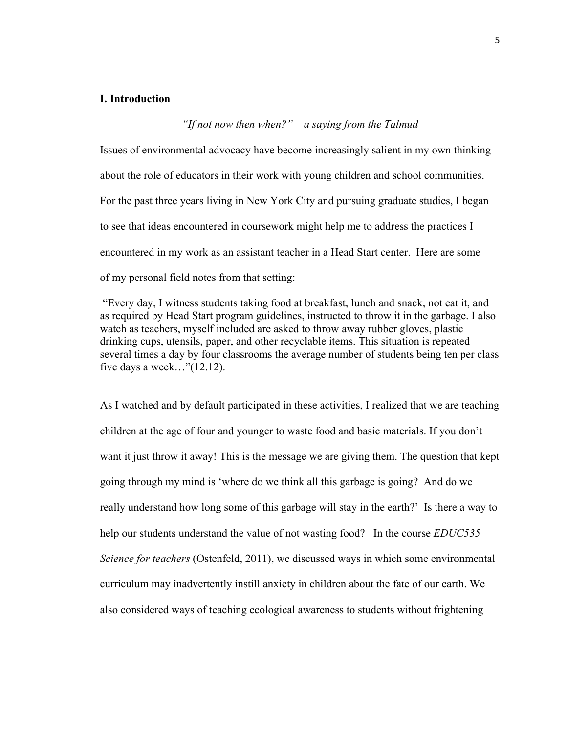## I. Introduction

*"If not now then when?" – a saying from the Talmud*

Issues of environmental advocacy have become increasingly salient in my own thinking about the role of educators in their work with young children and school communities. For the past three years living in New York City and pursuing graduate studies, I began to see that ideas encountered in coursework might help me to address the practices I encountered in my work as an assistant teacher in a Head Start center. Here are some of my personal field notes from that setting:

> "Every day, I witness students taking food at breakfast, lunch and snack, not eat it, and as required by Head Start program guidelines, instructed to throw it in the garbage. I also watch as teachers, myself included are asked to throw away rubber gloves, plastic drinking cups, utensils, paper, and other recyclable items. This situation is repeated several times a day by four classrooms the average number of students being ten per class five days a week…"(12.12).

As I watched and by default participated in these activities, I realized that we are teaching children at the age of four and younger to waste food and basic materials. If you don't want it just throw it away! This is the message we are giving them. The question that kept going through my mind is 'where do we think all this garbage is going? And do we really understand how long some of this garbage will stay in the earth?' Is there a way to help our students understand the value of not wasting food? In the course *EDUC535 Science for teachers* (Ostenfeld, 2011), we discussed ways in which some environmental curriculum may inadvertently instill anxiety in children about the fate of our earth. We also considered ways of teaching ecological awareness to students without frightening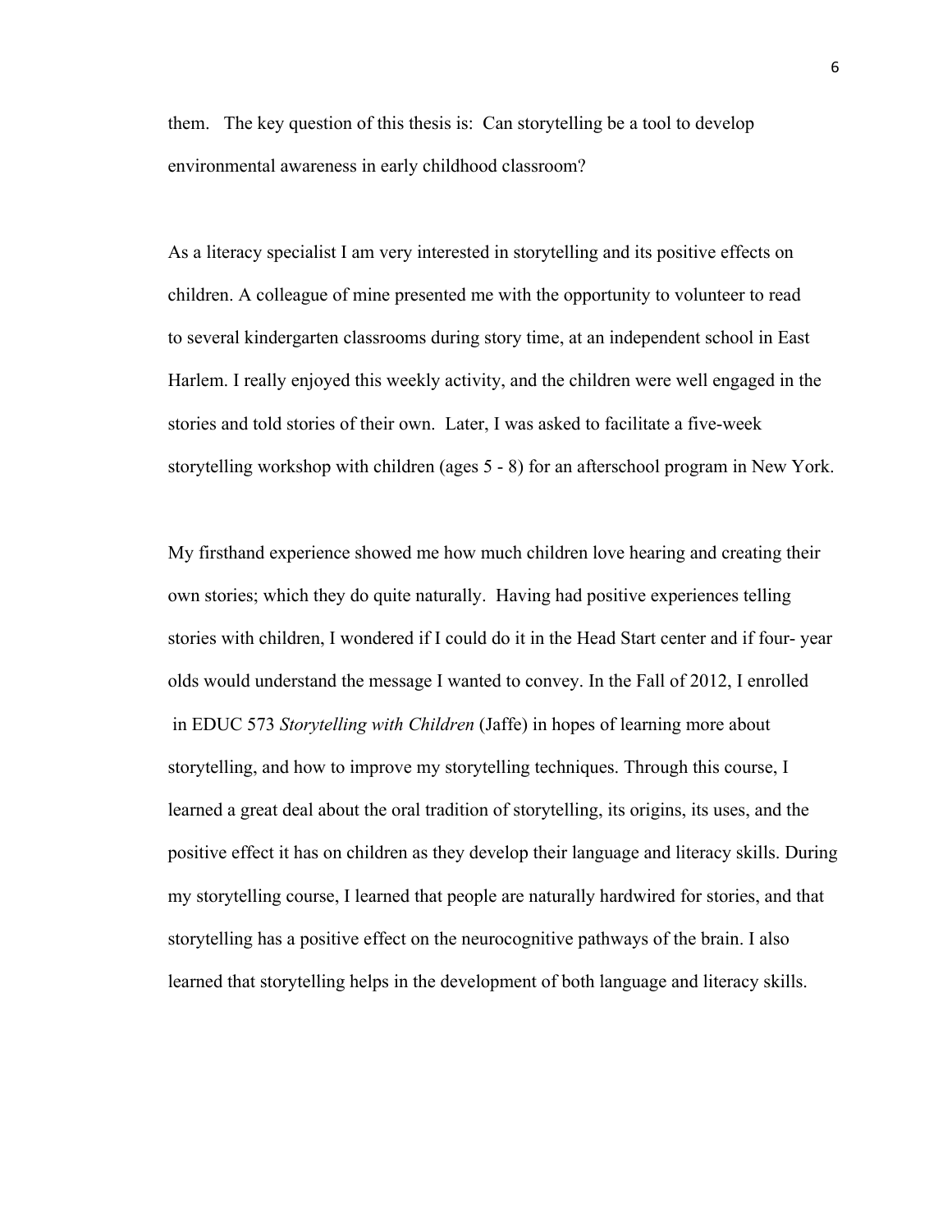them. The key question of this thesis is: Can storytelling be a tool to develop environmental awareness in early childhood classroom?

As a literacy specialist I am very interested in storytelling and its positive effects on children. A colleague of mine presented me with the opportunity to volunteer to read to several kindergarten classrooms during story time, at an independent school in East Harlem. I really enjoyed this weekly activity, and the children were well engaged in the stories and told stories of their own. Later, I was asked to facilitate a five-week storytelling workshop with children (ages 5 - 8) for an afterschool program in New York.

My firsthand experience showed me how much children love hearing and creating their own stories; which they do quite naturally. Having had positive experiences telling stories with children, I wondered if I could do it in the Head Start center and if four- year olds would understand the message I wanted to convey. In the Fall of 2012, I enrolled in EDUC 573 *Storytelling with Children* (Jaffe) in hopes of learning more about storytelling, and how to improve my storytelling techniques. Through this course, I learned a great deal about the oral tradition of storytelling, its origins, its uses, and the positive effect it has on children as they develop their language and literacy skills. During my storytelling course, I learned that people are naturally hardwired for stories, and that storytelling has a positive effect on the neurocognitive pathways of the brain. I also learned that storytelling helps in the development of both language and literacy skills.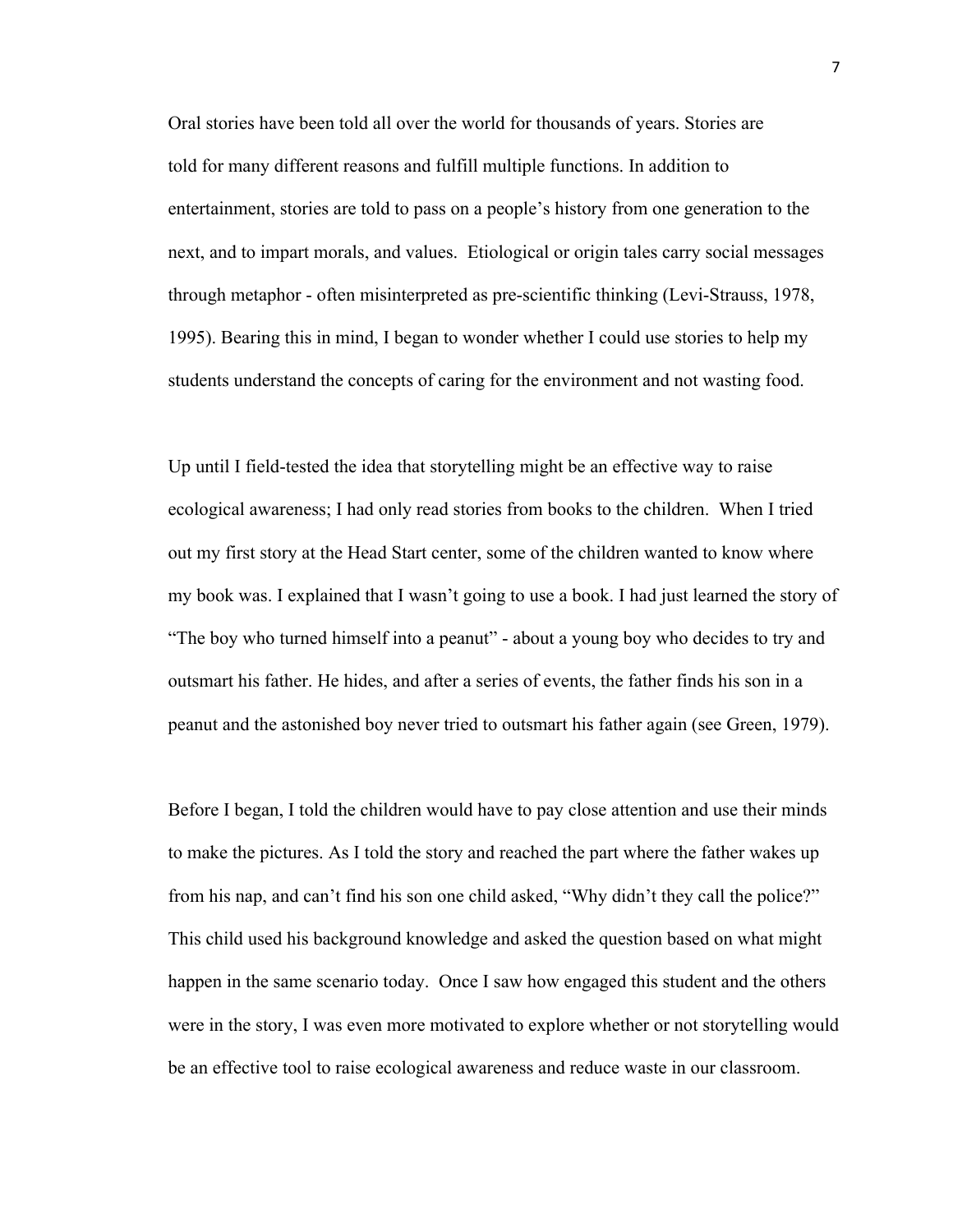Oral stories have been told all over the world for thousands of years. Stories are told for many different reasons and fulfill multiple functions. In addition to entertainment, stories are told to pass on a people's history from one generation to the next, and to impart morals, and values. Etiological or origin tales carry social messages through metaphor - often misinterpreted as pre-scientific thinking (Levi-Strauss, 1978, 1995). Bearing this in mind, I began to wonder whether I could use stories to help my students understand the concepts of caring for the environment and not wasting food.

Up until I field-tested the idea that storytelling might be an effective way to raise ecological awareness; I had only read stories from books to the children. When I tried out my first story at the Head Start center, some of the children wanted to know where my book was. I explained that I wasn't going to use a book. I had just learned the story of "The boy who turned himself into a peanut" - about a young boy who decides to try and outsmart his father. He hides, and after a series of events, the father finds his son in a peanut and the astonished boy never tried to outsmart his father again (see Green, 1979).

Before I began, I told the children would have to pay close attention and use their minds to make the pictures. As I told the story and reached the part where the father wakes up from his nap, and can't find his son one child asked, "Why didn't they call the police?" This child used his background knowledge and asked the question based on what might happen in the same scenario today. Once I saw how engaged this student and the others were in the story, I was even more motivated to explore whether or not storytelling would be an effective tool to raise ecological awareness and reduce waste in our classroom.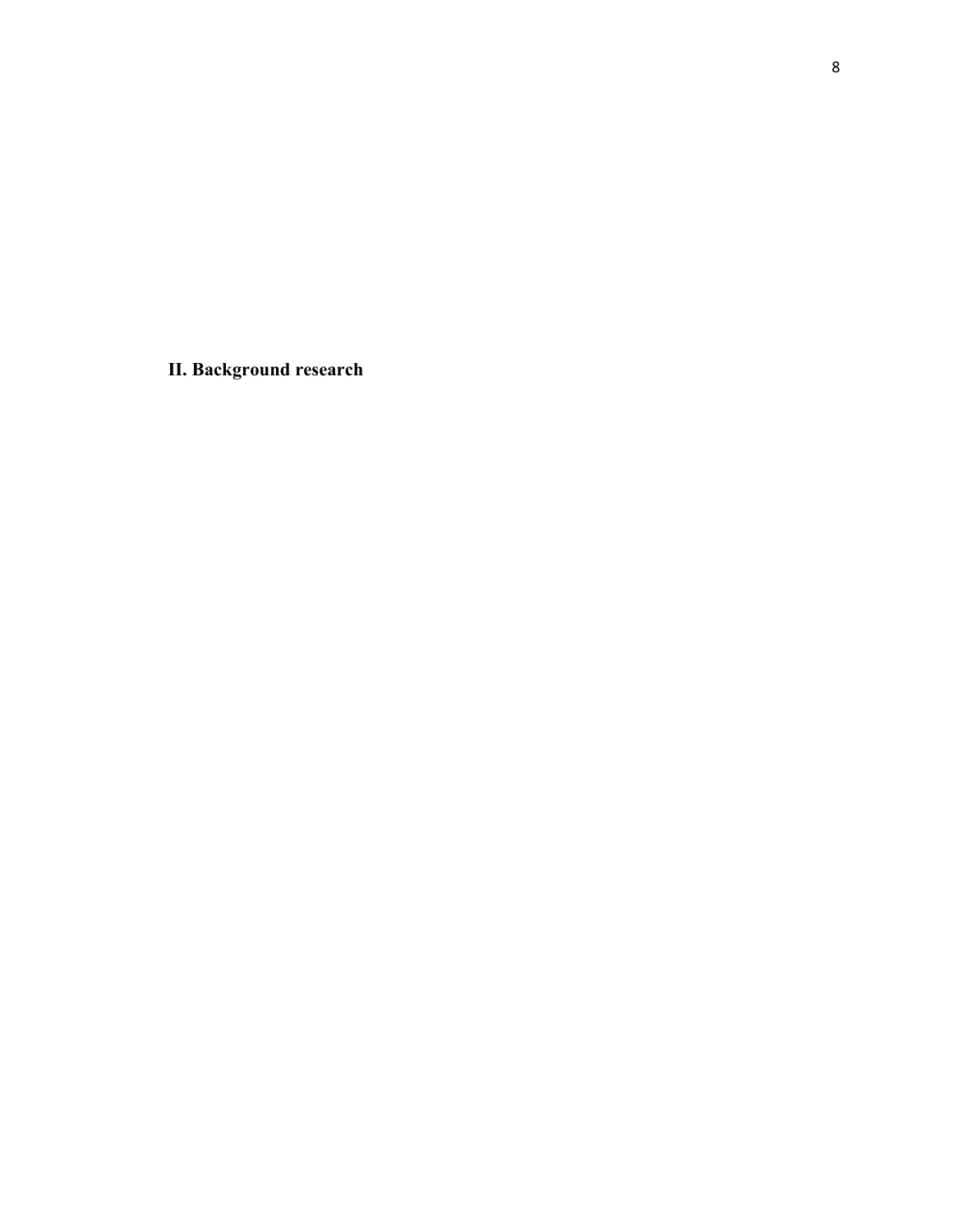## II. Background research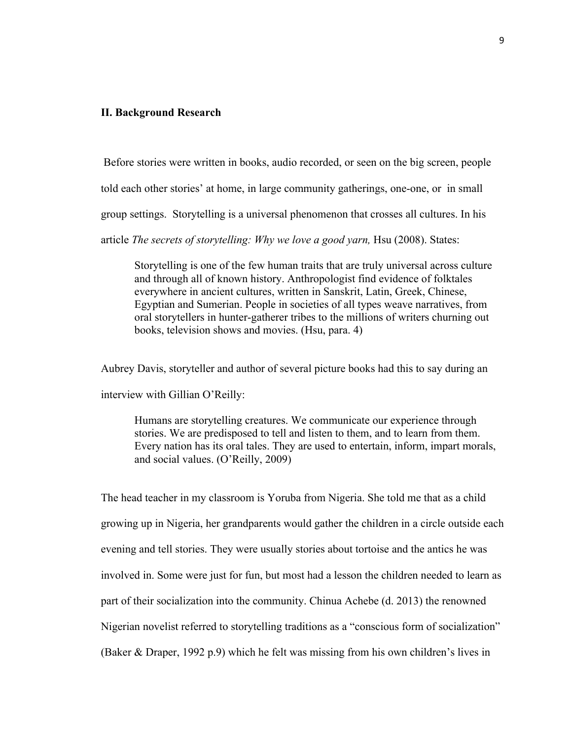## II. Background Research

Before stories were written in books, audio recorded, or seen on the big screen, people told each other stories' at home, in large community gatherings, one-one, or in small group settings. Storytelling is a universal phenomenon that crosses all cultures. In his article *The secrets of storytelling: Why we love a good yarn,* Hsu (2008). States:

> Storytelling is one of the few human traits that are truly universal across culture and through all of known history. Anthropologist find evidence of folktales everywhere in ancient cultures, written in Sanskrit, Latin, Greek, Chinese, Egyptian and Sumerian. People in societies of all types weave narratives, from oral storytellers in hunter-gatherer tribes to the millions of writers churning out books, television shows and movies. (Hsu, para. 4)

Aubrey Davis, storyteller and author of several picture books had this to say during an interview with Gillian O'Reilly:

> Humans are storytelling creatures. We communicate our experience through stories. We are predisposed to tell and listen to them, and to learn from them. Every nation has its oral tales. They are used to entertain, inform, impart morals, and social values. (O'Reilly, 2009)

The head teacher in my classroom is Yoruba from Nigeria. She told me that as a child growing up in Nigeria, her grandparents would gather the children in a circle outside each evening and tell stories. They were usually stories about tortoise and the antics he was involved in. Some were just for fun, but most had a lesson the children needed to learn as part of their socialization into the community. Chinua Achebe (d. 2013) the renowned Nigerian novelist referred to storytelling traditions as a "conscious form of socialization" (Baker & Draper, 1992 p.9) which he felt was missing from his own children's lives in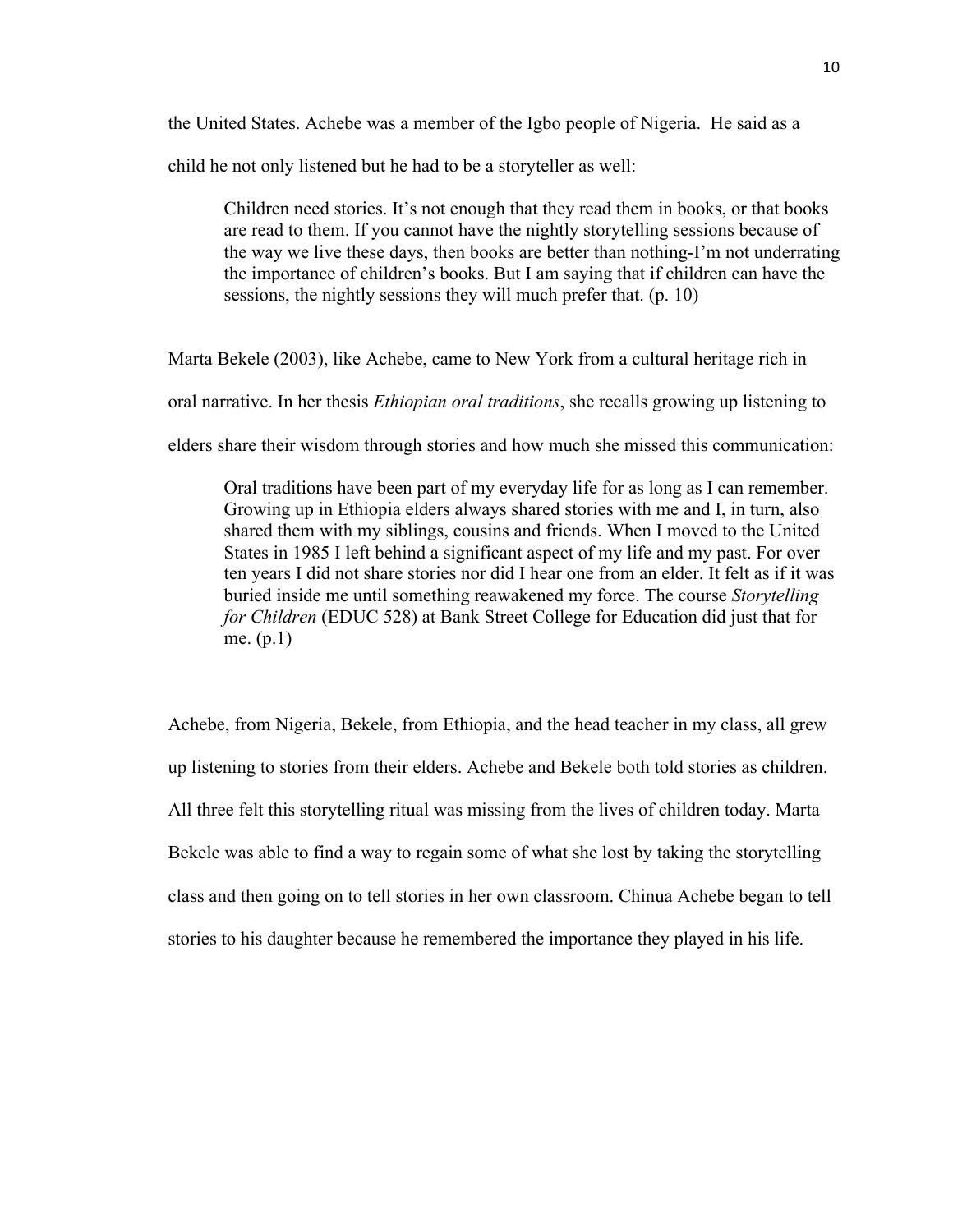the United States. Achebe was a member of the Igbo people of Nigeria. He said as a child he not only listened but he had to be a storyteller as well:

> Children need stories. It's not enough that they read them in books, or that books are read to them. If you cannot have the nightly storytelling sessions because of the way we live these days, then books are better than nothing-I'm not underrating the importance of children's books. But I am saying that if children can have the sessions, the nightly sessions they will much prefer that. (p. 10)

Marta Bekele (2003), like Achebe, came to New York from a cultural heritage rich in oral narrative. In her thesis *Ethiopian oral traditions*, she recalls growing up listening to elders share their wisdom through stories and how much she missed this communication:

> Oral traditions have been part of my everyday life for as long as I can remember. Growing up in Ethiopia elders always shared stories with me and I, in turn, also shared them with my siblings, cousins and friends. When I moved to the United States in 1985 I left behind a significant aspect of my life and my past. For over ten years I did not share stories nor did I hear one from an elder. It felt as if it was buried inside me until something reawakened my force. The course *Storytelling for Children* (EDUC 528) at Bank Street College for Education did just that for me. (p.1)

Achebe, from Nigeria, Bekele, from Ethiopia, and the head teacher in my class, all grew up listening to stories from their elders. Achebe and Bekele both told stories as children. All three felt this storytelling ritual was missing from the lives of children today. Marta Bekele was able to find a way to regain some of what she lost by taking the storytelling class and then going on to tell stories in her own classroom. Chinua Achebe began to tell stories to his daughter because he remembered the importance they played in his life.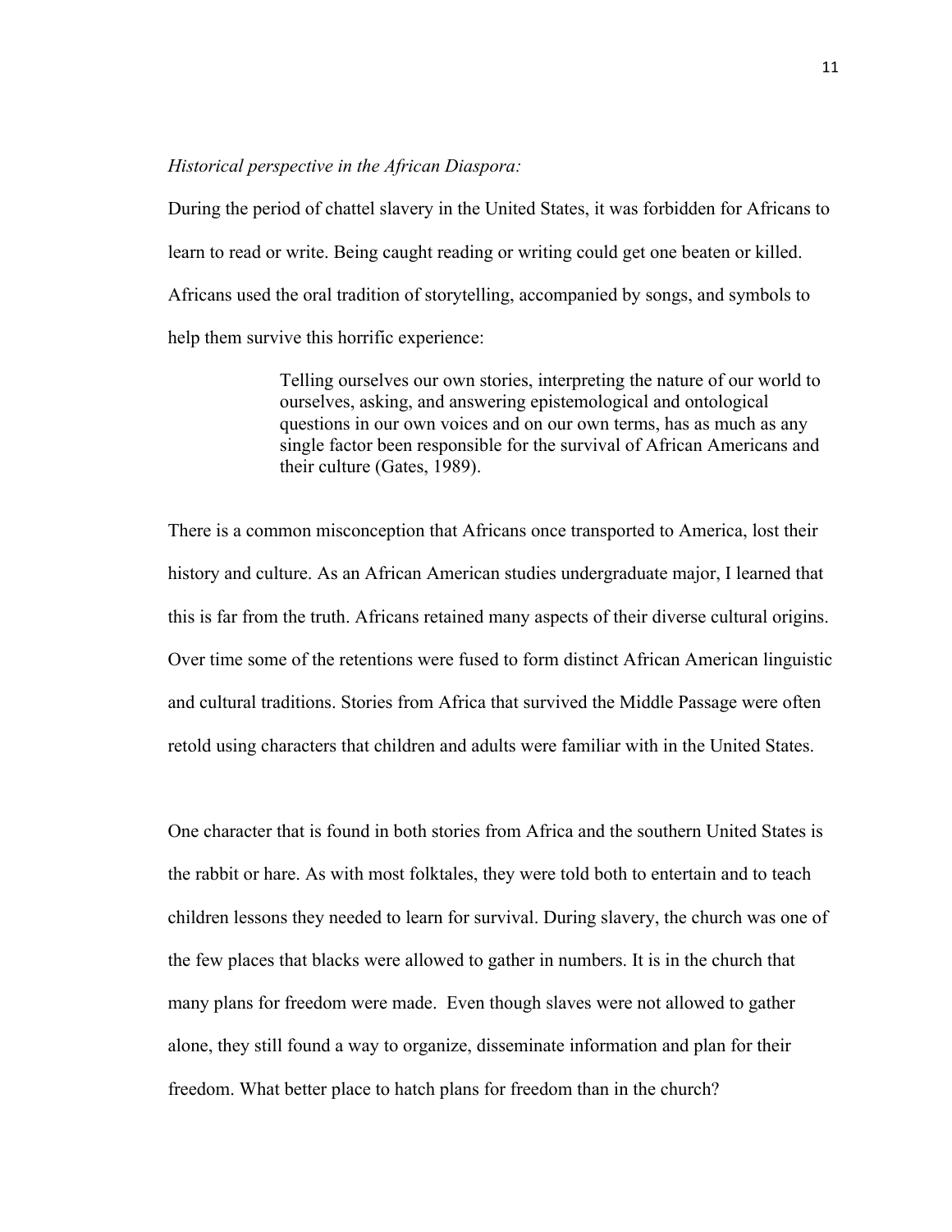*Historical perspective in the African Diaspora:*

During the period of chattel slavery in the United States, it was forbidden for Africans to learn to read or write. Being caught reading or writing could get one beaten or killed. Africans used the oral tradition of storytelling, accompanied by songs, and symbols to help them survive this horrific experience:

> Telling ourselves our own stories, interpreting the nature of our world to ourselves, asking, and answering epistemological and ontological questions in our own voices and on our own terms, has as much as any single factor been responsible for the survival of African Americans and their culture (Gates, 1989).

There is a common misconception that Africans once transported to America, lost their history and culture. As an African American studies undergraduate major, I learned that this is far from the truth. Africans retained many aspects of their diverse cultural origins. Over time some of the retentions were fused to form distinct African American linguistic and cultural traditions. Stories from Africa that survived the Middle Passage were often retold using characters that children and adults were familiar with in the United States.

One character that is found in both stories from Africa and the southern United States is the rabbit or hare. As with most folktales, they were told both to entertain and to teach children lessons they needed to learn for survival. During slavery, the church was one of the few places that blacks were allowed to gather in numbers. It is in the church that many plans for freedom were made. Even though slaves were not allowed to gather alone, they still found a way to organize, disseminate information and plan for their freedom. What better place to hatch plans for freedom than in the church?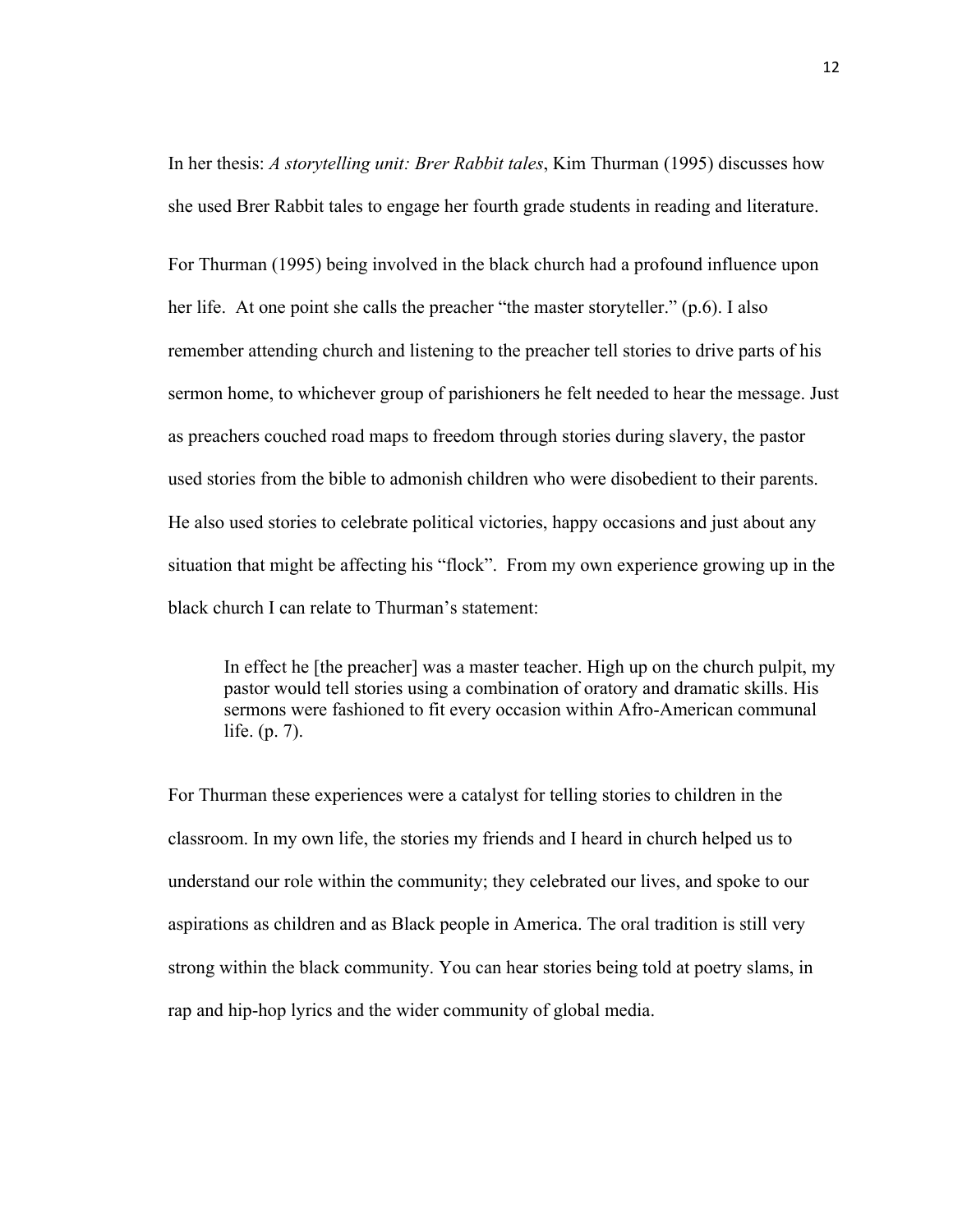In her thesis: *A storytelling unit: Brer Rabbit tales*, Kim Thurman (1995) discusses how she used Brer Rabbit tales to engage her fourth grade students in reading and literature.

For Thurman (1995) being involved in the black church had a profound influence upon her life. At one point she calls the preacher "the master storyteller." (p.6). I also remember attending church and listening to the preacher tell stories to drive parts of his sermon home, to whichever group of parishioners he felt needed to hear the message. Just as preachers couched road maps to freedom through stories during slavery, the pastor used stories from the bible to admonish children who were disobedient to their parents. He also used stories to celebrate political victories, happy occasions and just about any situation that might be affecting his "flock". From my own experience growing up in the black church I can relate to Thurman's statement:

> In effect he [the preacher] was a master teacher. High up on the church pulpit, my pastor would tell stories using a combination of oratory and dramatic skills. His sermons were fashioned to fit every occasion within Afro-American communal life. (p. 7).

For Thurman these experiences were a catalyst for telling stories to children in the classroom. In my own life, the stories my friends and I heard in church helped us to understand our role within the community; they celebrated our lives, and spoke to our aspirations as children and as Black people in America. The oral tradition is still very strong within the black community. You can hear stories being told at poetry slams, in rap and hip-hop lyrics and the wider community of global media.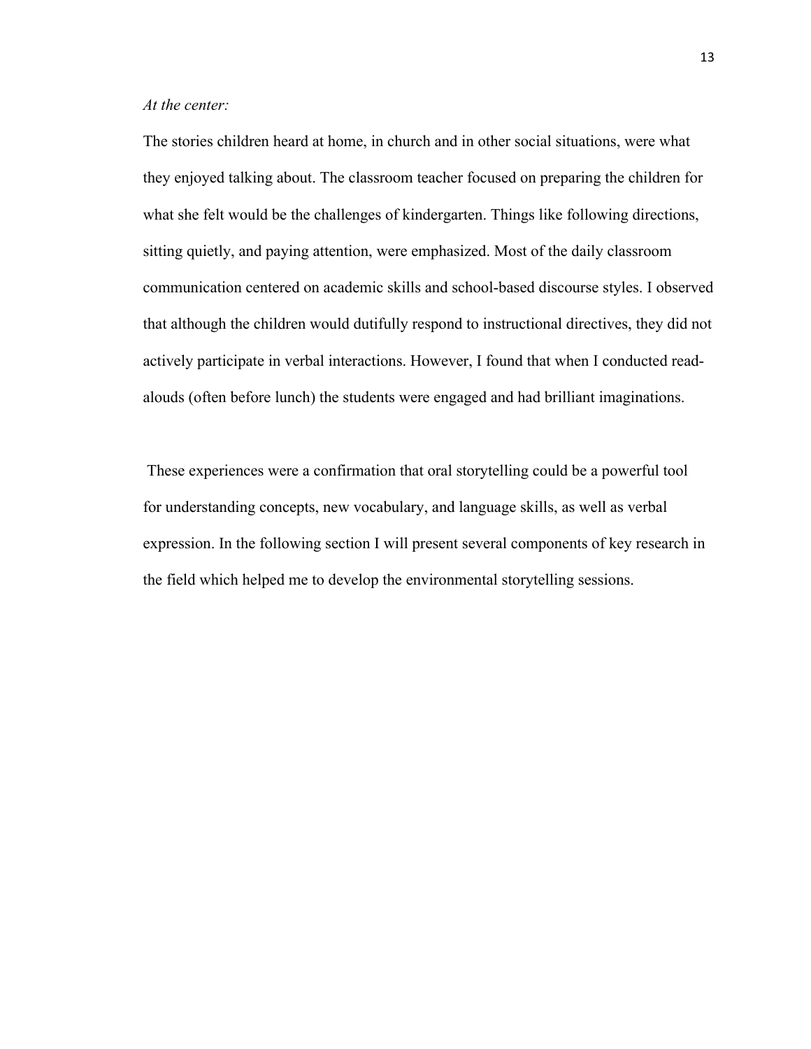*At the center:*

The stories children heard at home, in church and in other social situations, were what they enjoyed talking about. The classroom teacher focused on preparing the children for what she felt would be the challenges of kindergarten. Things like following directions, sitting quietly, and paying attention, were emphasized. Most of the daily classroom communication centered on academic skills and school-based discourse styles. I observed that although the children would dutifully respond to instructional directives, they did not actively participate in verbal interactions. However, I found that when I conducted read-alouds (often before lunch) the students were engaged and had brilliant imaginations.

These experiences were a confirmation that oral storytelling could be a powerful tool for understanding concepts, new vocabulary, and language skills, as well as verbal expression. In the following section I will present several components of key research in the field which helped me to develop the environmental storytelling sessions.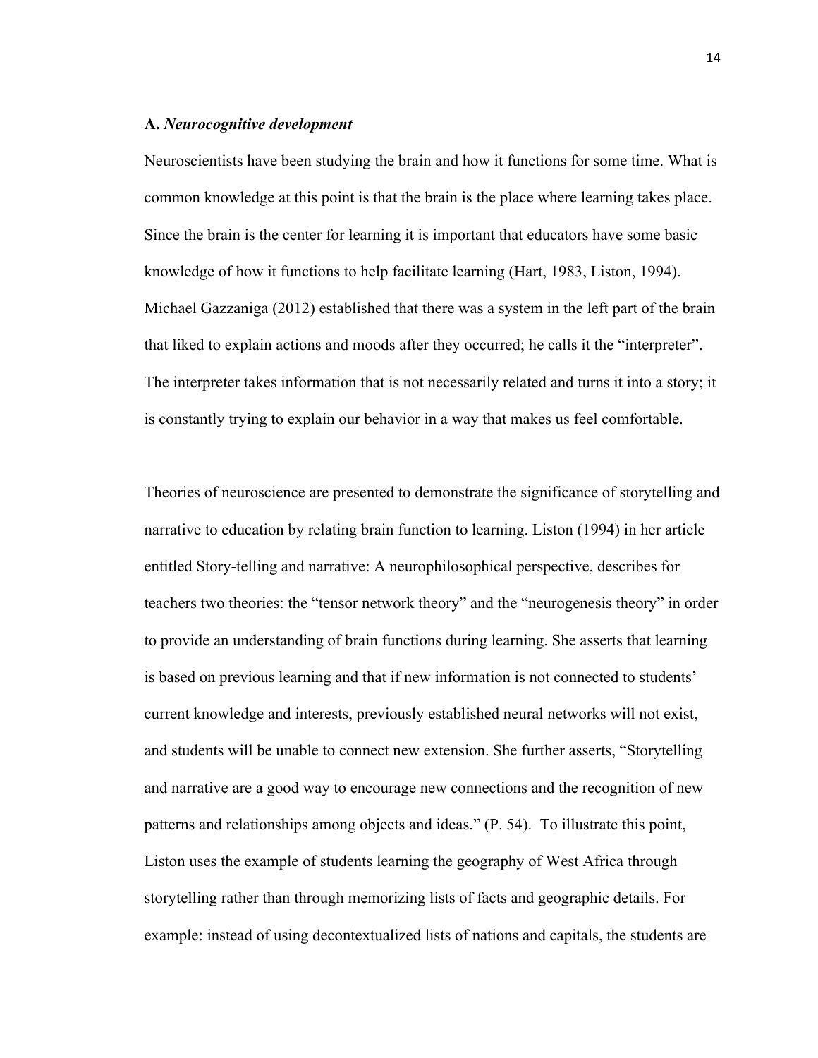**A.** ***Neurocognitive development***

Neuroscientists have been studying the brain and how it functions for some time. What is common knowledge at this point is that the brain is the place where learning takes place. Since the brain is the center for learning it is important that educators have some basic knowledge of how it functions to help facilitate learning (Hart, 1983, Liston, 1994). Michael Gazzaniga (2012) established that there was a system in the left part of the brain that liked to explain actions and moods after they occurred; he calls it the "interpreter". The interpreter takes information that is not necessarily related and turns it into a story; it is constantly trying to explain our behavior in a way that makes us feel comfortable.

Theories of neuroscience are presented to demonstrate the significance of storytelling and narrative to education by relating brain function to learning. Liston (1994) in her article entitled Story-telling and narrative: A neurophilosophical perspective, describes for teachers two theories: the "tensor network theory" and the "neurogenesis theory" in order to provide an understanding of brain functions during learning. She asserts that learning is based on previous learning and that if new information is not connected to students' current knowledge and interests, previously established neural networks will not exist, and students will be unable to connect new extension. She further asserts, "Storytelling and narrative are a good way to encourage new connections and the recognition of new patterns and relationships among objects and ideas." (P. 54). To illustrate this point, Liston uses the example of students learning the geography of West Africa through storytelling rather than through memorizing lists of facts and geographic details. For example: instead of using decontextualized lists of nations and capitals, the students are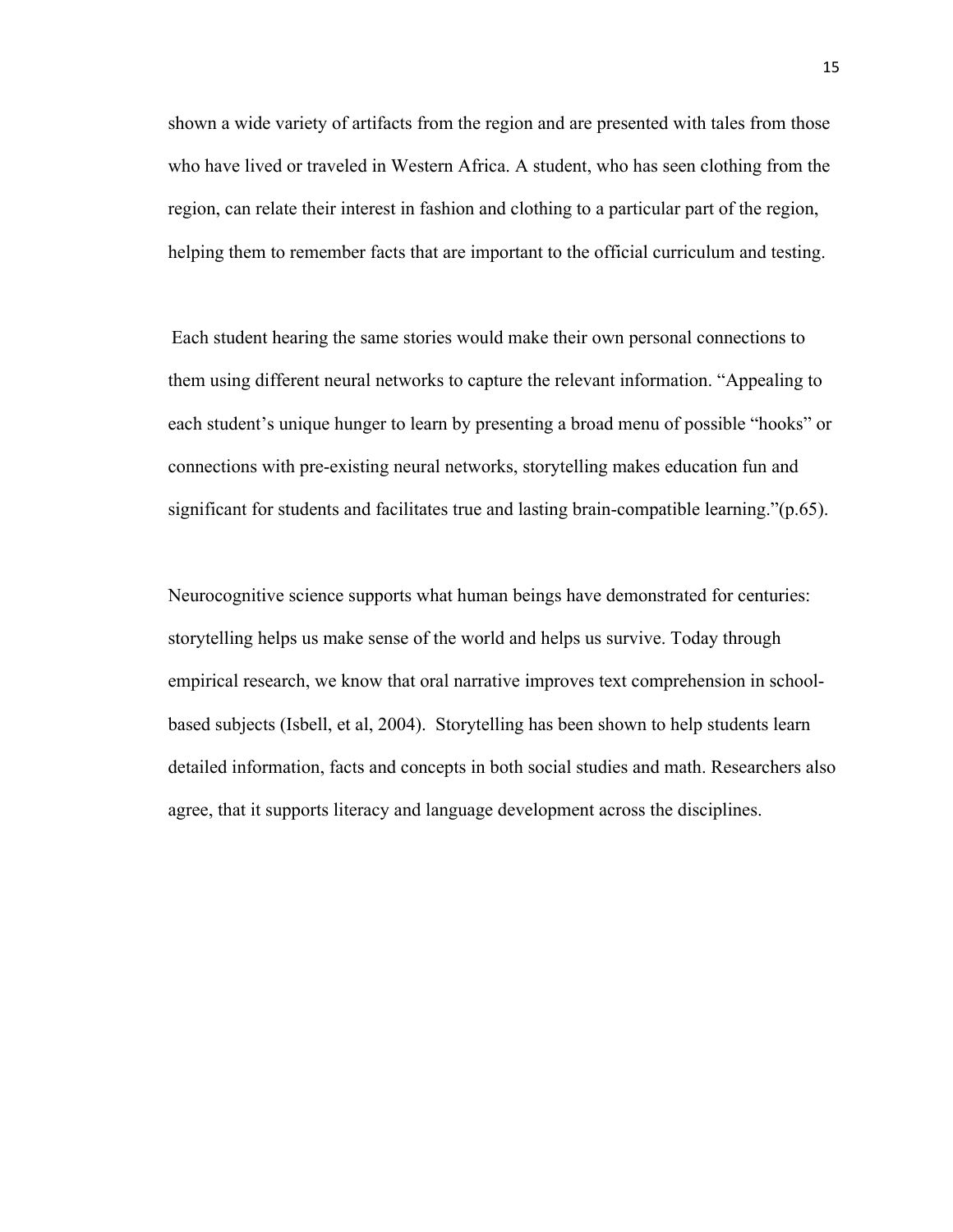shown a wide variety of artifacts from the region and are presented with tales from those who have lived or traveled in Western Africa. A student, who has seen clothing from the region, can relate their interest in fashion and clothing to a particular part of the region, helping them to remember facts that are important to the official curriculum and testing.

Each student hearing the same stories would make their own personal connections to them using different neural networks to capture the relevant information. "Appealing to each student's unique hunger to learn by presenting a broad menu of possible "hooks" or connections with pre-existing neural networks, storytelling makes education fun and significant for students and facilitates true and lasting brain-compatible learning."(p.65).

Neurocognitive science supports what human beings have demonstrated for centuries: storytelling helps us make sense of the world and helps us survive. Today through empirical research, we know that oral narrative improves text comprehension in school-based subjects (Isbell, et al, 2004). Storytelling has been shown to help students learn detailed information, facts and concepts in both social studies and math. Researchers also agree, that it supports literacy and language development across the disciplines.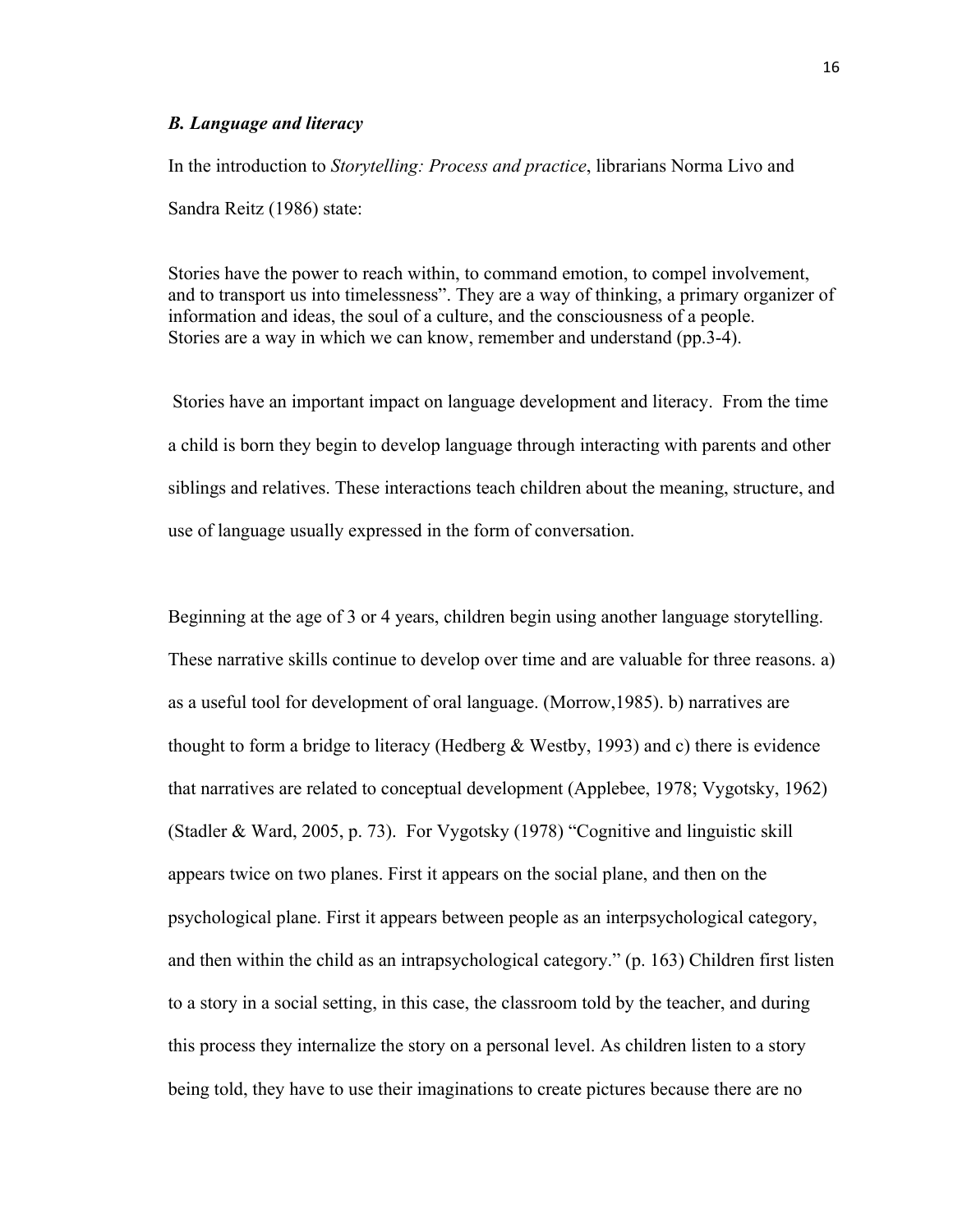### *B. Language and literacy*

In the introduction to *Storytelling: Process and practice*, librarians Norma Livo and Sandra Reitz (1986) state:

> Stories have the power to reach within, to command emotion, to compel involvement, and to transport us into timelessness". They are a way of thinking, a primary organizer of information and ideas, the soul of a culture, and the consciousness of a people. Stories are a way in which we can know, remember and understand (pp.3-4).

Stories have an important impact on language development and literacy. From the time a child is born they begin to develop language through interacting with parents and other siblings and relatives. These interactions teach children about the meaning, structure, and use of language usually expressed in the form of conversation.

Beginning at the age of 3 or 4 years, children begin using another language storytelling. These narrative skills continue to develop over time and are valuable for three reasons. a) as a useful tool for development of oral language. (Morrow,1985). b) narratives are thought to form a bridge to literacy (Hedberg & Westby, 1993) and c) there is evidence that narratives are related to conceptual development (Applebee, 1978; Vygotsky, 1962) (Stadler & Ward, 2005, p. 73). For Vygotsky (1978) "Cognitive and linguistic skill appears twice on two planes. First it appears on the social plane, and then on the psychological plane. First it appears between people as an interpsychological category, and then within the child as an intrapsychological category." (p. 163) Children first listen to a story in a social setting, in this case, the classroom told by the teacher, and during this process they internalize the story on a personal level. As children listen to a story being told, they have to use their imaginations to create pictures because there are no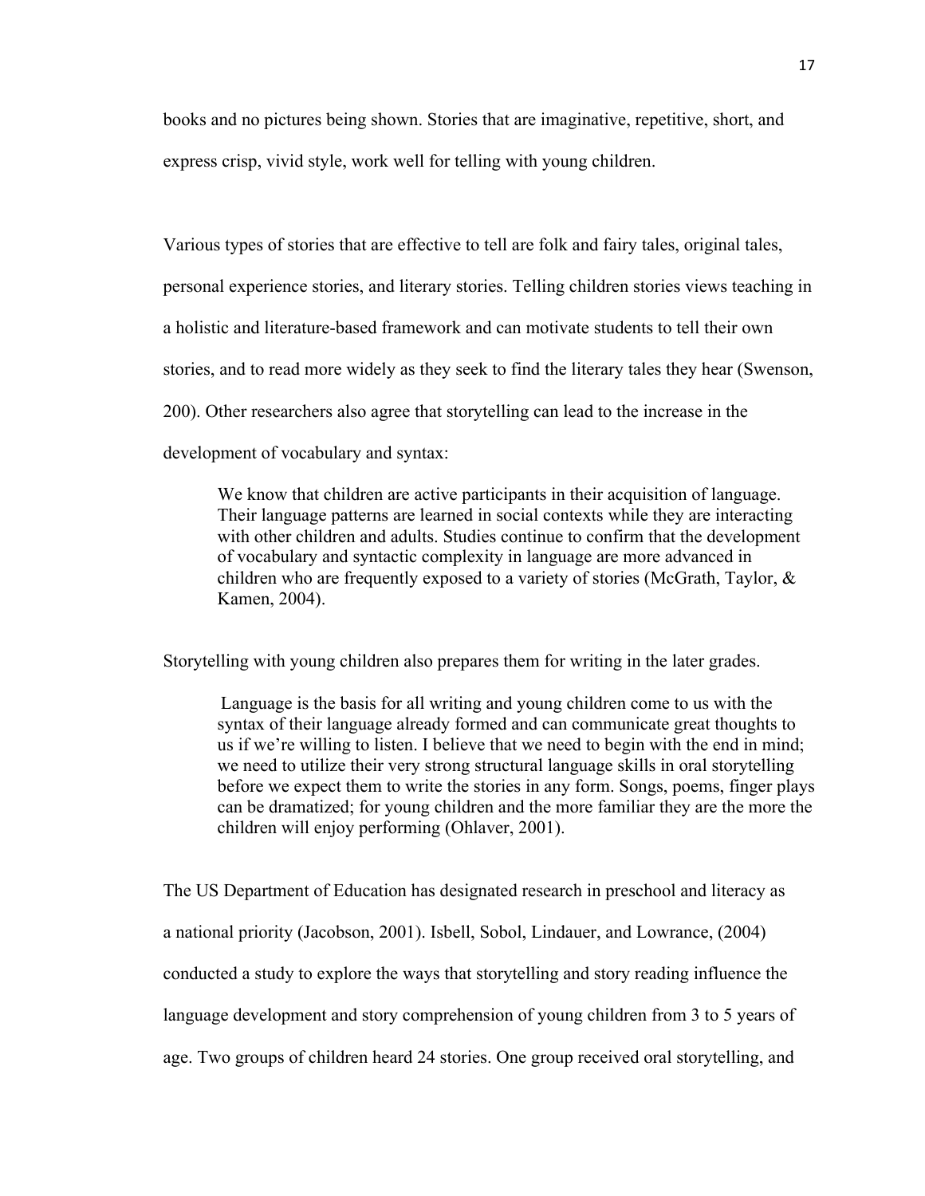books and no pictures being shown. Stories that are imaginative, repetitive, short, and express crisp, vivid style, work well for telling with young children.

Various types of stories that are effective to tell are folk and fairy tales, original tales, personal experience stories, and literary stories. Telling children stories views teaching in a holistic and literature-based framework and can motivate students to tell their own stories, and to read more widely as they seek to find the literary tales they hear (Swenson, 200). Other researchers also agree that storytelling can lead to the increase in the development of vocabulary and syntax:

> We know that children are active participants in their acquisition of language. Their language patterns are learned in social contexts while they are interacting with other children and adults. Studies continue to confirm that the development of vocabulary and syntactic complexity in language are more advanced in children who are frequently exposed to a variety of stories (McGrath, Taylor, & Kamen, 2004).

Storytelling with young children also prepares them for writing in the later grades.

> Language is the basis for all writing and young children come to us with the syntax of their language already formed and can communicate great thoughts to us if we're willing to listen. I believe that we need to begin with the end in mind; we need to utilize their very strong structural language skills in oral storytelling before we expect them to write the stories in any form. Songs, poems, finger plays can be dramatized; for young children and the more familiar they are the more the children will enjoy performing (Ohlaver, 2001).

The US Department of Education has designated research in preschool and literacy as a national priority (Jacobson, 2001). Isbell, Sobol, Lindauer, and Lowrance, (2004) conducted a study to explore the ways that storytelling and story reading influence the language development and story comprehension of young children from 3 to 5 years of age. Two groups of children heard 24 stories. One group received oral storytelling, and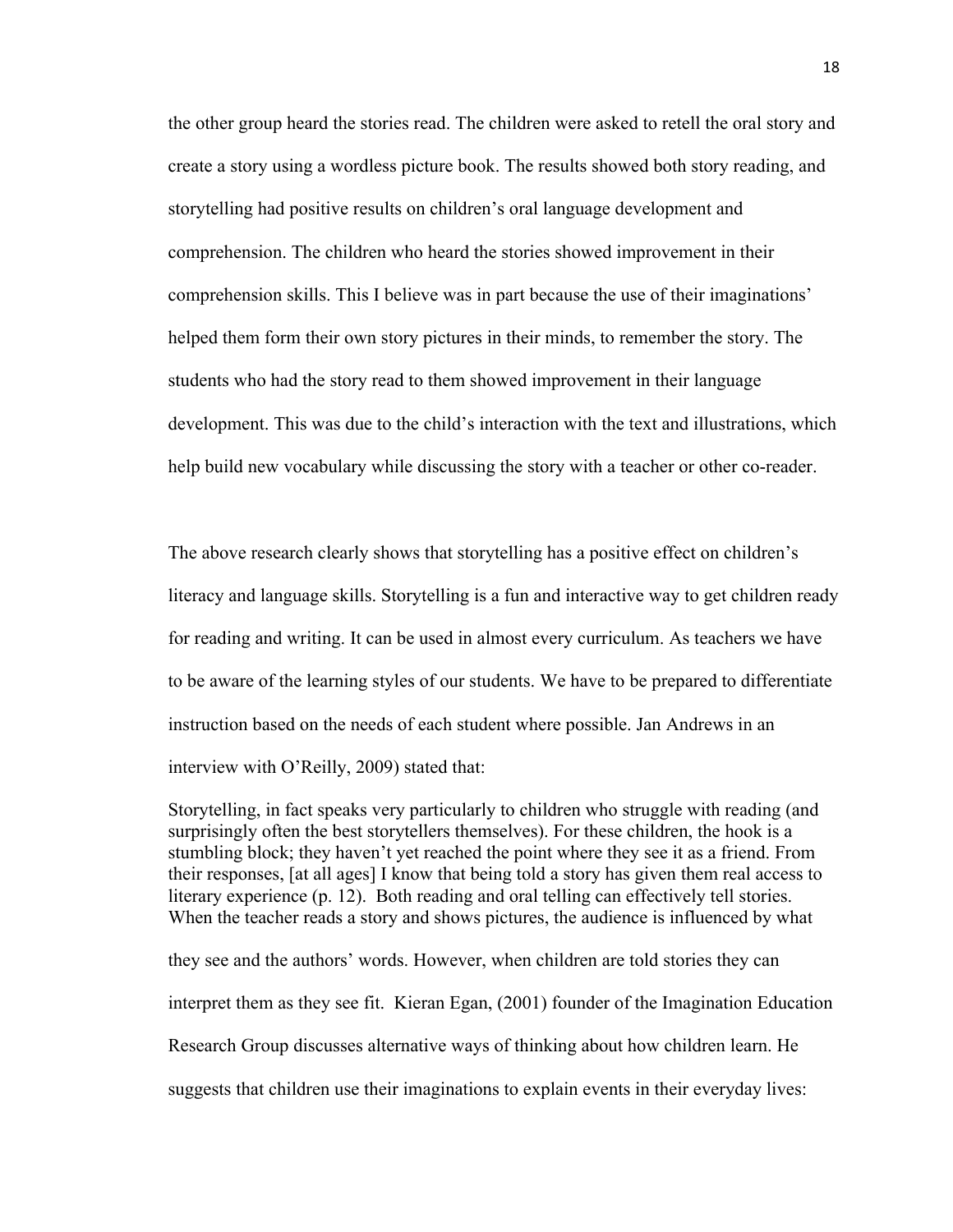the other group heard the stories read. The children were asked to retell the oral story and create a story using a wordless picture book. The results showed both story reading, and storytelling had positive results on children's oral language development and comprehension. The children who heard the stories showed improvement in their comprehension skills. This I believe was in part because the use of their imaginations' helped them form their own story pictures in their minds, to remember the story. The students who had the story read to them showed improvement in their language development. This was due to the child's interaction with the text and illustrations, which help build new vocabulary while discussing the story with a teacher or other co-reader.

The above research clearly shows that storytelling has a positive effect on children's literacy and language skills. Storytelling is a fun and interactive way to get children ready for reading and writing. It can be used in almost every curriculum. As teachers we have to be aware of the learning styles of our students. We have to be prepared to differentiate instruction based on the needs of each student where possible. Jan Andrews in an interview with O'Reilly, 2009) stated that:

> Storytelling, in fact speaks very particularly to children who struggle with reading (and surprisingly often the best storytellers themselves). For these children, the hook is a stumbling block; they haven't yet reached the point where they see it as a friend. From their responses, [at all ages] I know that being told a story has given them real access to literary experience (p. 12).

Both reading and oral telling can effectively tell stories. When the teacher reads a story and shows pictures, the audience is influenced by what they see and the authors' words. However, when children are told stories they can interpret them as they see fit. Kieran Egan, (2001) founder of the Imagination Education Research Group discusses alternative ways of thinking about how children learn. He suggests that children use their imaginations to explain events in their everyday lives: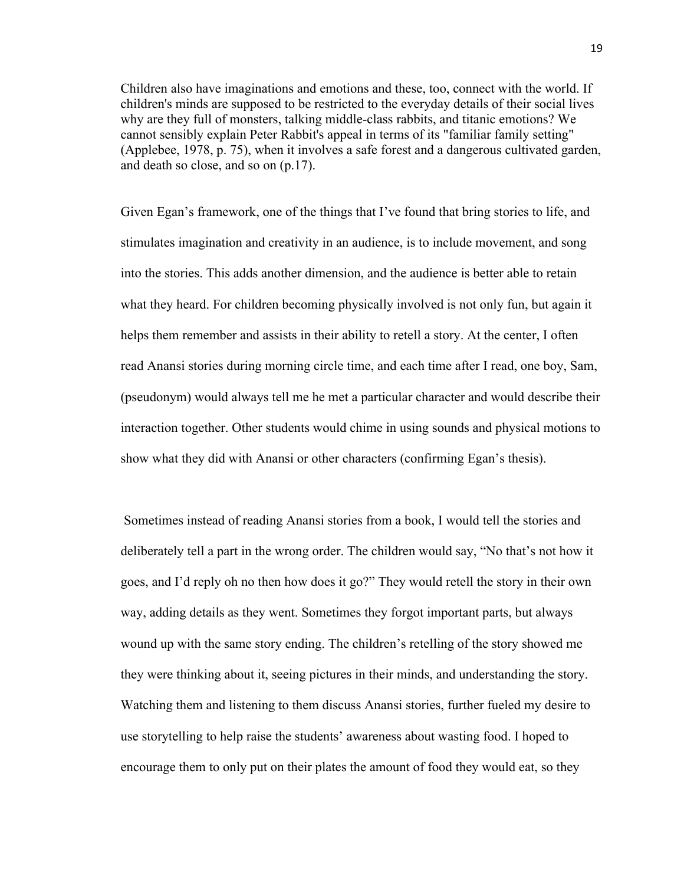Children also have imaginations and emotions and these, too, connect with the world. If children's minds are supposed to be restricted to the everyday details of their social lives why are they full of monsters, talking middle-class rabbits, and titanic emotions? We cannot sensibly explain Peter Rabbit's appeal in terms of its "familiar family setting" (Applebee, 1978, p. 75), when it involves a safe forest and a dangerous cultivated garden, and death so close, and so on (p.17).

Given Egan's framework, one of the things that I've found that bring stories to life, and stimulates imagination and creativity in an audience, is to include movement, and song into the stories. This adds another dimension, and the audience is better able to retain what they heard. For children becoming physically involved is not only fun, but again it helps them remember and assists in their ability to retell a story. At the center, I often read Anansi stories during morning circle time, and each time after I read, one boy, Sam, (pseudonym) would always tell me he met a particular character and would describe their interaction together. Other students would chime in using sounds and physical motions to show what they did with Anansi or other characters (confirming Egan's thesis).

Sometimes instead of reading Anansi stories from a book, I would tell the stories and deliberately tell a part in the wrong order. The children would say, "No that's not how it goes, and I'd reply oh no then how does it go?" They would retell the story in their own way, adding details as they went. Sometimes they forgot important parts, but always wound up with the same story ending. The children's retelling of the story showed me they were thinking about it, seeing pictures in their minds, and understanding the story. Watching them and listening to them discuss Anansi stories, further fueled my desire to use storytelling to help raise the students' awareness about wasting food. I hoped to encourage them to only put on their plates the amount of food they would eat, so they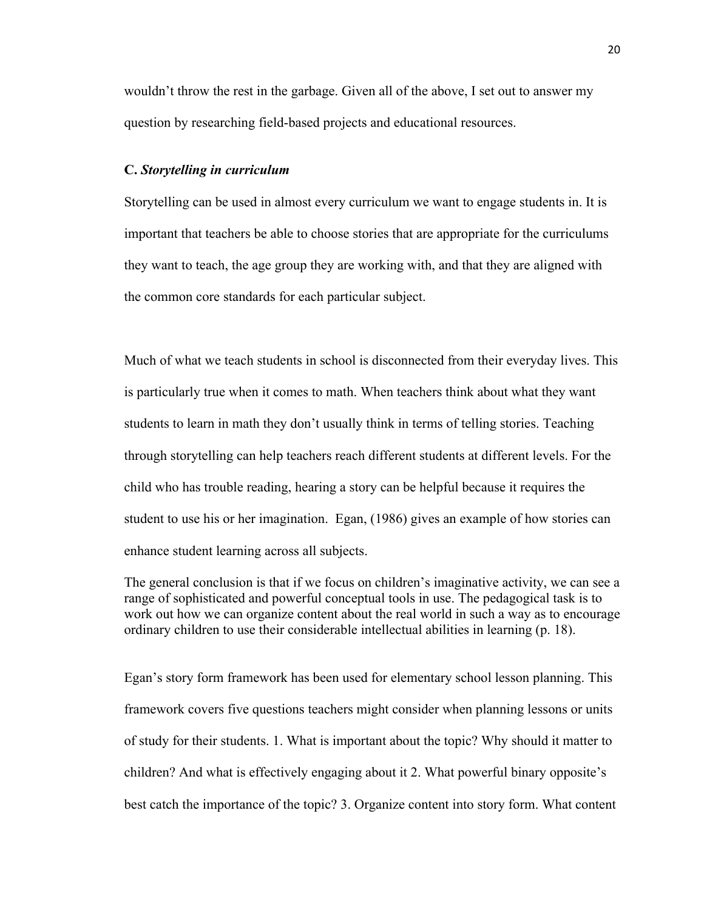wouldn't throw the rest in the garbage. Given all of the above, I set out to answer my question by researching field-based projects and educational resources.

### C. *Storytelling in curriculum*

Storytelling can be used in almost every curriculum we want to engage students in. It is important that teachers be able to choose stories that are appropriate for the curriculums they want to teach, the age group they are working with, and that they are aligned with the common core standards for each particular subject.

Much of what we teach students in school is disconnected from their everyday lives. This is particularly true when it comes to math. When teachers think about what they want students to learn in math they don't usually think in terms of telling stories. Teaching through storytelling can help teachers reach different students at different levels. For the child who has trouble reading, hearing a story can be helpful because it requires the student to use his or her imagination. Egan, (1986) gives an example of how stories can enhance student learning across all subjects.

> The general conclusion is that if we focus on children's imaginative activity, we can see a range of sophisticated and powerful conceptual tools in use. The pedagogical task is to work out how we can organize content about the real world in such a way as to encourage ordinary children to use their considerable intellectual abilities in learning (p. 18).

Egan's story form framework has been used for elementary school lesson planning. This framework covers five questions teachers might consider when planning lessons or units of study for their students. 1. What is important about the topic? Why should it matter to children? And what is effectively engaging about it 2. What powerful binary opposite's best catch the importance of the topic? 3. Organize content into story form. What content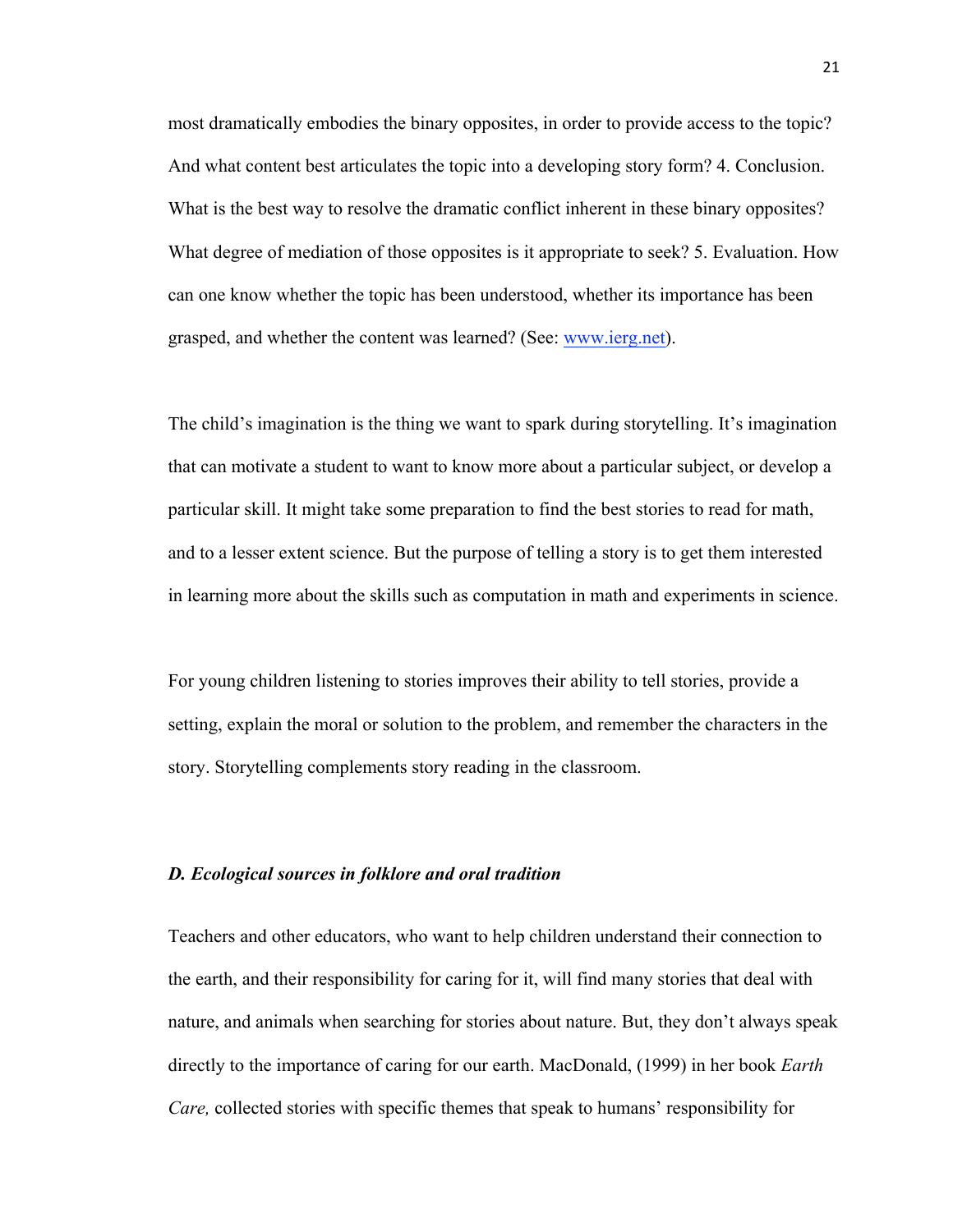most dramatically embodies the binary opposites, in order to provide access to the topic? And what content best articulates the topic into a developing story form? 4. Conclusion. What is the best way to resolve the dramatic conflict inherent in these binary opposites? What degree of mediation of those opposites is it appropriate to seek? 5. Evaluation. How can one know whether the topic has been understood, whether its importance has been grasped, and whether the content was learned? (See: [www.ierg.net](http://www.ierg.net)).

The child's imagination is the thing we want to spark during storytelling. It's imagination that can motivate a student to want to know more about a particular subject, or develop a particular skill. It might take some preparation to find the best stories to read for math, and to a lesser extent science. But the purpose of telling a story is to get them interested in learning more about the skills such as computation in math and experiments in science.

For young children listening to stories improves their ability to tell stories, provide a setting, explain the moral or solution to the problem, and remember the characters in the story. Storytelling complements story reading in the classroom.

### *D. Ecological sources in folklore and oral tradition*

Teachers and other educators, who want to help children understand their connection to the earth, and their responsibility for caring for it, will find many stories that deal with nature, and animals when searching for stories about nature. But, they don't always speak directly to the importance of caring for our earth. MacDonald, (1999) in her book *Earth Care,* collected stories with specific themes that speak to humans' responsibility for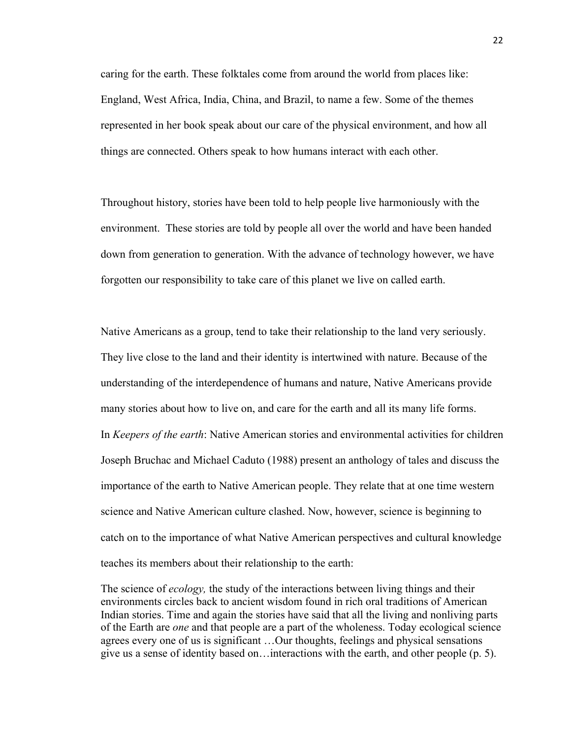caring for the earth. These folktales come from around the world from places like: England, West Africa, India, China, and Brazil, to name a few. Some of the themes represented in her book speak about our care of the physical environment, and how all things are connected. Others speak to how humans interact with each other.

Throughout history, stories have been told to help people live harmoniously with the environment. These stories are told by people all over the world and have been handed down from generation to generation. With the advance of technology however, we have forgotten our responsibility to take care of this planet we live on called earth.

Native Americans as a group, tend to take their relationship to the land very seriously. They live close to the land and their identity is intertwined with nature. Because of the understanding of the interdependence of humans and nature, Native Americans provide many stories about how to live on, and care for the earth and all its many life forms. In *Keepers of the earth*: Native American stories and environmental activities for children Joseph Bruchac and Michael Caduto (1988) present an anthology of tales and discuss the importance of the earth to Native American people. They relate that at one time western science and Native American culture clashed. Now, however, science is beginning to catch on to the importance of what Native American perspectives and cultural knowledge teaches its members about their relationship to the earth:

> The science of *ecology,* the study of the interactions between living things and their environments circles back to ancient wisdom found in rich oral traditions of American Indian stories. Time and again the stories have said that all the living and nonliving parts of the Earth are *one* and that people are a part of the wholeness. Today ecological science agrees every one of us is significant …Our thoughts, feelings and physical sensations give us a sense of identity based on…interactions with the earth, and other people (p. 5).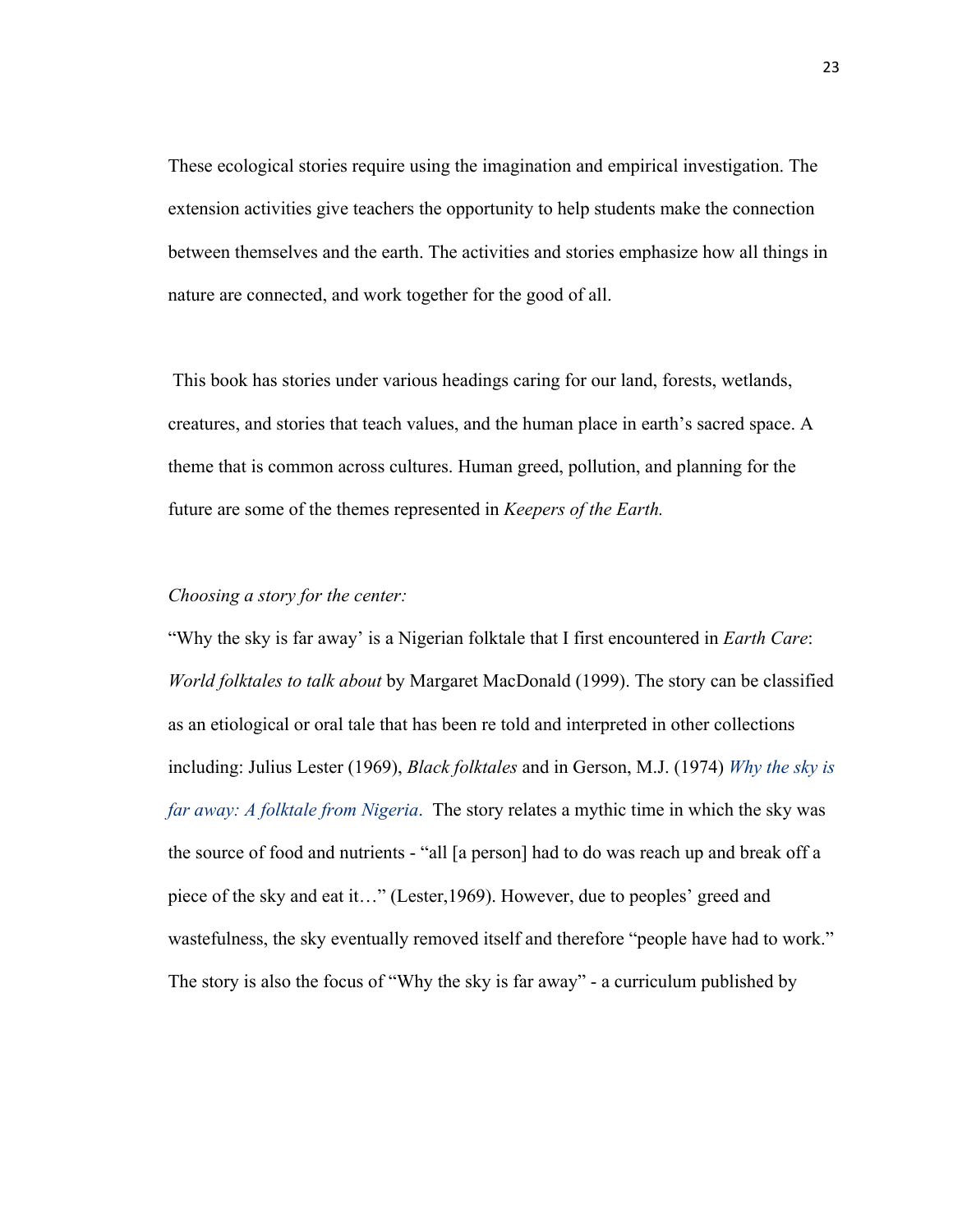These ecological stories require using the imagination and empirical investigation. The extension activities give teachers the opportunity to help students make the connection between themselves and the earth. The activities and stories emphasize how all things in nature are connected, and work together for the good of all.

This book has stories under various headings caring for our land, forests, wetlands, creatures, and stories that teach values, and the human place in earth's sacred space. A theme that is common across cultures. Human greed, pollution, and planning for the future are some of the themes represented in *Keepers of the Earth.*

*Choosing a story for the center:*

"Why the sky is far away' is a Nigerian folktale that I first encountered in *Earth Care*: *World folktales to talk about* by Margaret MacDonald (1999). The story can be classified as an etiological or oral tale that has been re told and interpreted in other collections including: Julius Lester (1969), *Black folktales* and in Gerson, M.J. (1974) *Why the sky is far away: A folktale from Nigeria*. The story relates a mythic time in which the sky was the source of food and nutrients - "all [a person] had to do was reach up and break off a piece of the sky and eat it…" (Lester,1969). However, due to peoples' greed and wastefulness, the sky eventually removed itself and therefore "people have had to work." The story is also the focus of "Why the sky is far away" - a curriculum published by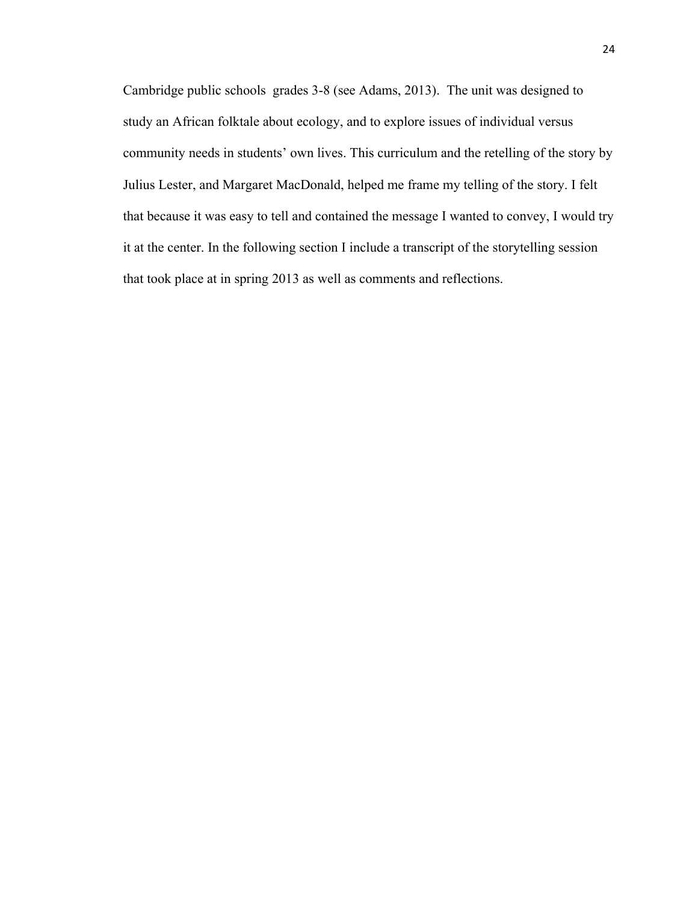Cambridge public schools  grades 3-8 (see Adams, 2013).  The unit was designed to study an African folktale about ecology, and to explore issues of individual versus community needs in students' own lives. This curriculum and the retelling of the story by Julius Lester, and Margaret MacDonald, helped me frame my telling of the story. I felt that because it was easy to tell and contained the message I wanted to convey, I would try it at the center. In the following section I include a transcript of the storytelling session that took place at in spring 2013 as well as comments and reflections.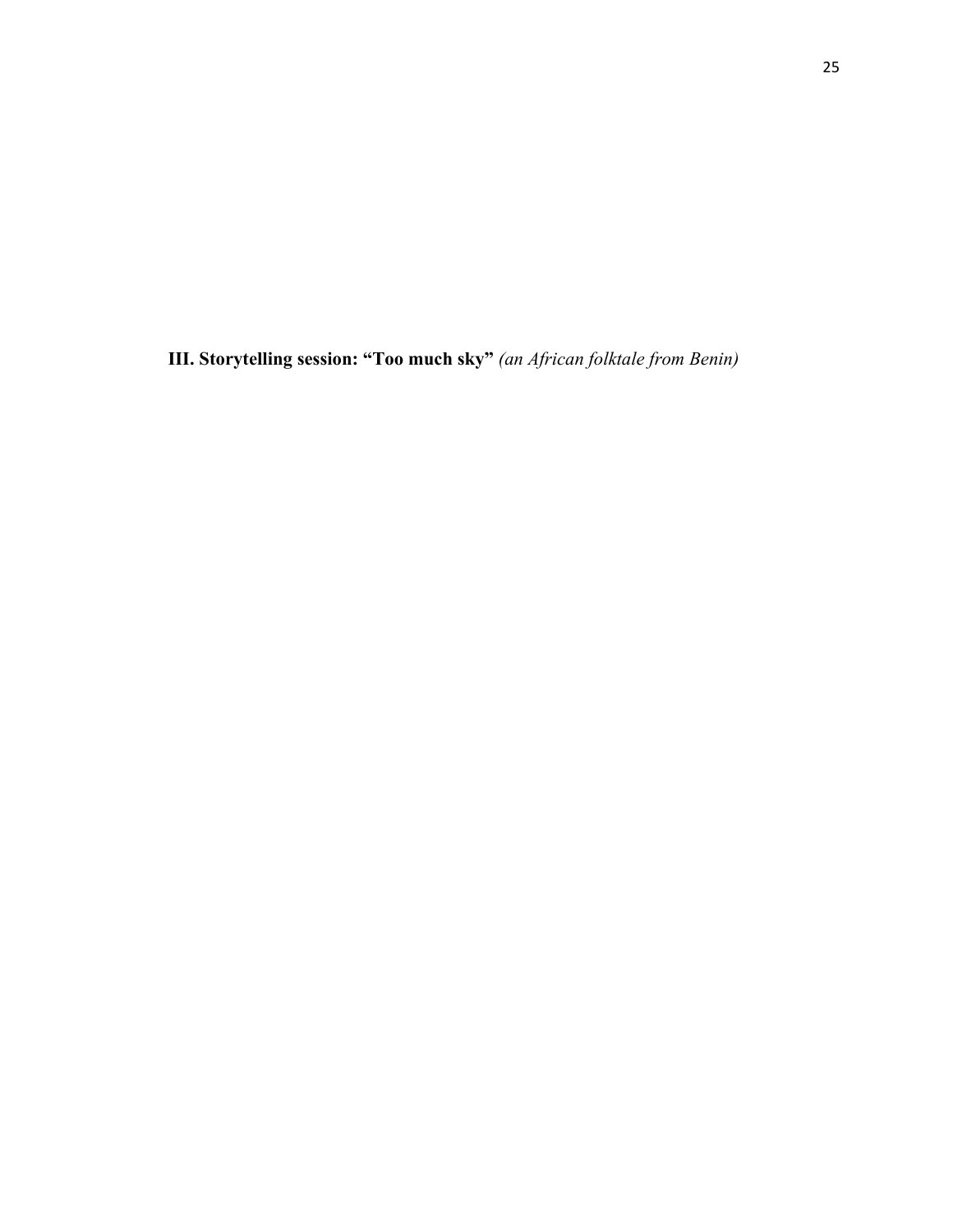## **III. Storytelling session: "Too much sky"** *(an African folktale from Benin)*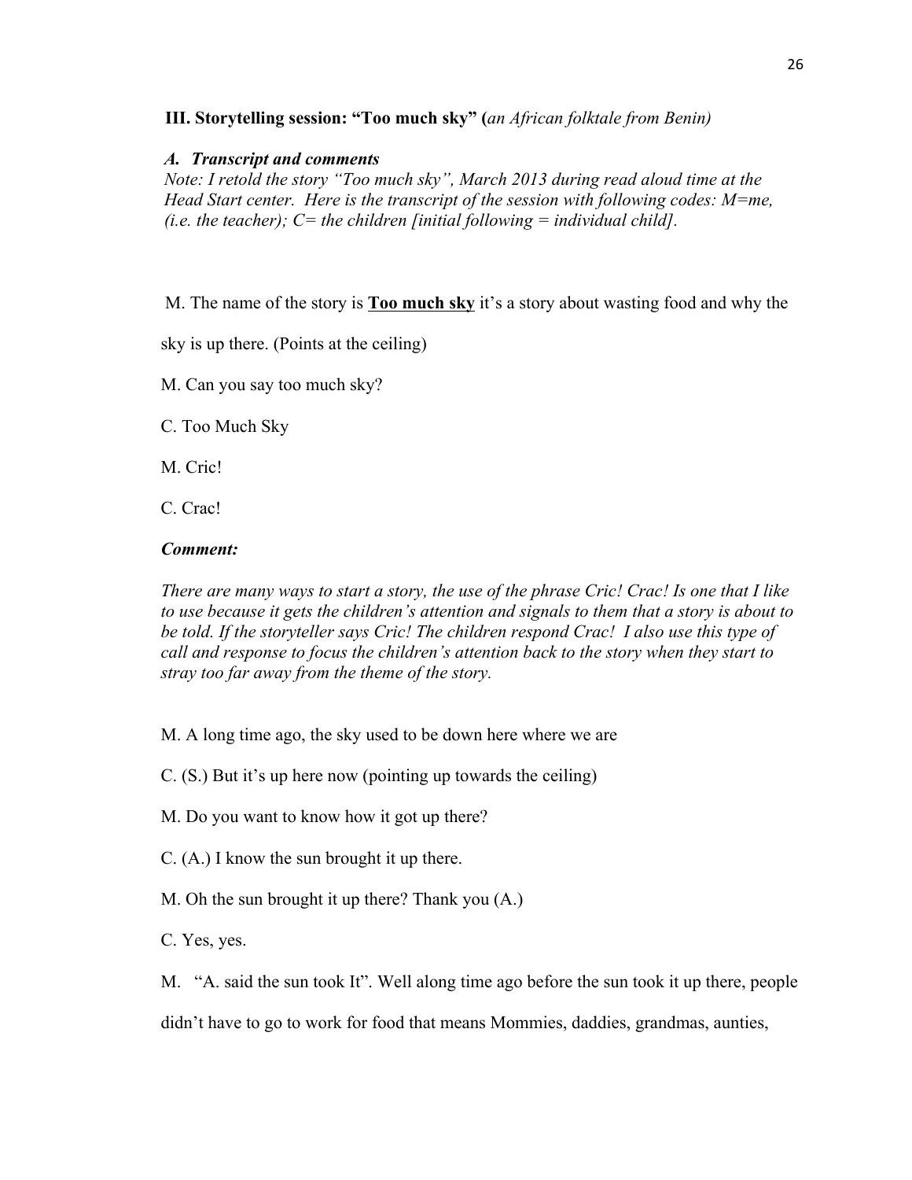**III. Storytelling session: "Too much sky" (*an African folktale from Benin)***

***A. Transcript and comments***

*Note: I retold the story "Too much sky", March 2013 during read aloud time at the Head Start center. Here is the transcript of the session with following codes: M=me, (i.e. the teacher); C= the children [initial following = individual child].*

M. The name of the story is **Too much sky** it's a story about wasting food and why the sky is up there. (Points at the ceiling)

M. Can you say too much sky?

C. Too Much Sky

M. Cric!

C. Crac!

***Comment:***

*There are many ways to start a story, the use of the phrase Cric! Crac! Is one that I like to use because it gets the children's attention and signals to them that a story is about to be told. If the storyteller says Cric! The children respond Crac! I also use this type of call and response to focus the children's attention back to the story when they start to stray too far away from the theme of the story.*

M. A long time ago, the sky used to be down here where we are

C. (S.) But it's up here now (pointing up towards the ceiling)

M. Do you want to know how it got up there?

C. (A.) I know the sun brought it up there.

M. Oh the sun brought it up there? Thank you (A.)

C. Yes, yes.

M. "A. said the sun took It". Well along time ago before the sun took it up there, people didn't have to go to work for food that means Mommies, daddies, grandmas, aunties,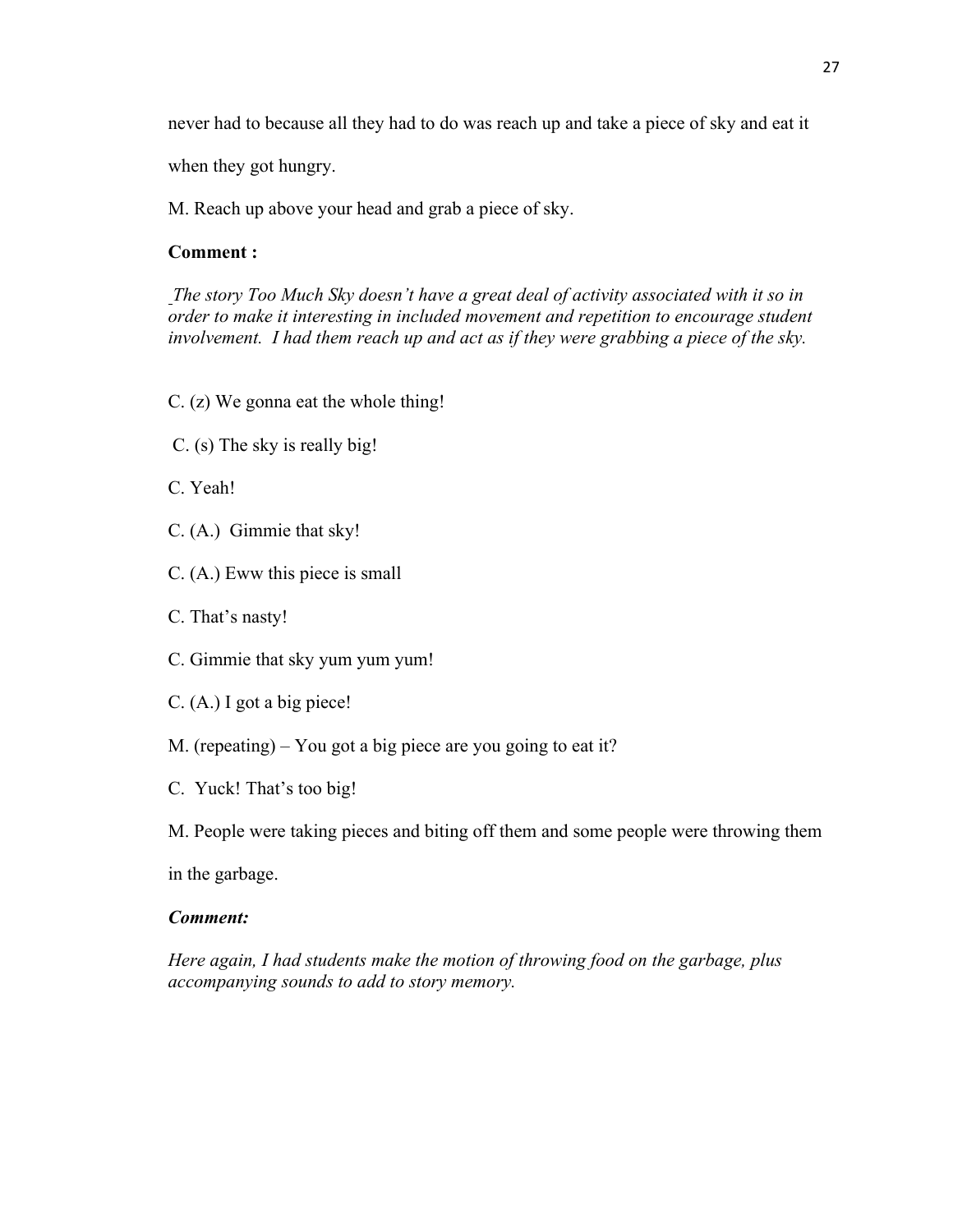never had to because all they had to do was reach up and take a piece of sky and eat it when they got hungry.

M. Reach up above your head and grab a piece of sky.

**Comment :**

*The story Too Much Sky doesn't have a great deal of activity associated with it so in order to make it interesting in included movement and repetition to encourage student involvement. I had them reach up and act as if they were grabbing a piece of the sky.*

C. (z) We gonna eat the whole thing!

C. (s) The sky is really big!

C. Yeah!

C. (A.) Gimmie that sky!

C. (A.) Eww this piece is small

C. That's nasty!

C. Gimmie that sky yum yum yum!

C. (A.) I got a big piece!

M. (repeating) – You got a big piece are you going to eat it?

C. Yuck! That's too big!

M. People were taking pieces and biting off them and some people were throwing them in the garbage.

***Comment:***

*Here again, I had students make the motion of throwing food on the garbage, plus accompanying sounds to add to story memory.*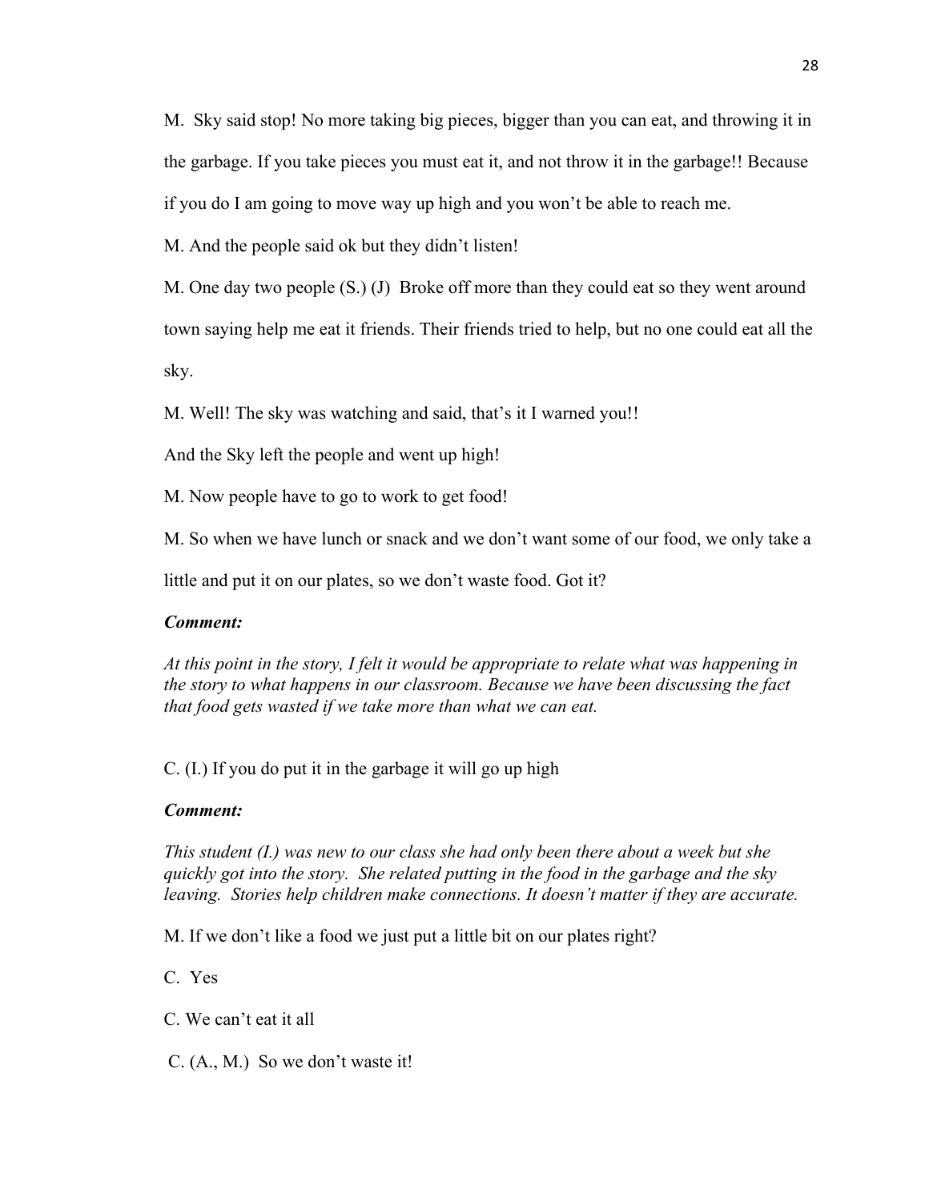M. Sky said stop! No more taking big pieces, bigger than you can eat, and throwing it in the garbage. If you take pieces you must eat it, and not throw it in the garbage!! Because if you do I am going to move way up high and you won't be able to reach me.

M. And the people said ok but they didn't listen!

M. One day two people (S.) (J) Broke off more than they could eat so they went around town saying help me eat it friends. Their friends tried to help, but no one could eat all the sky.

M. Well! The sky was watching and said, that's it I warned you!!

And the Sky left the people and went up high!

M. Now people have to go to work to get food!

M. So when we have lunch or snack and we don't want some of our food, we only take a little and put it on our plates, so we don't waste food. Got it?

***Comment:***

*At this point in the story, I felt it would be appropriate to relate what was happening in the story to what happens in our classroom. Because we have been discussing the fact that food gets wasted if we take more than what we can eat.*

C. (I.) If you do put it in the garbage it will go up high

***Comment:***

*This student (I.) was new to our class she had only been there about a week but she quickly got into the story. She related putting in the food in the garbage and the sky leaving. Stories help children make connections. It doesn't matter if they are accurate.*

M. If we don't like a food we just put a little bit on our plates right?

C. Yes

C. We can't eat it all

C. (A., M.) So we don't waste it!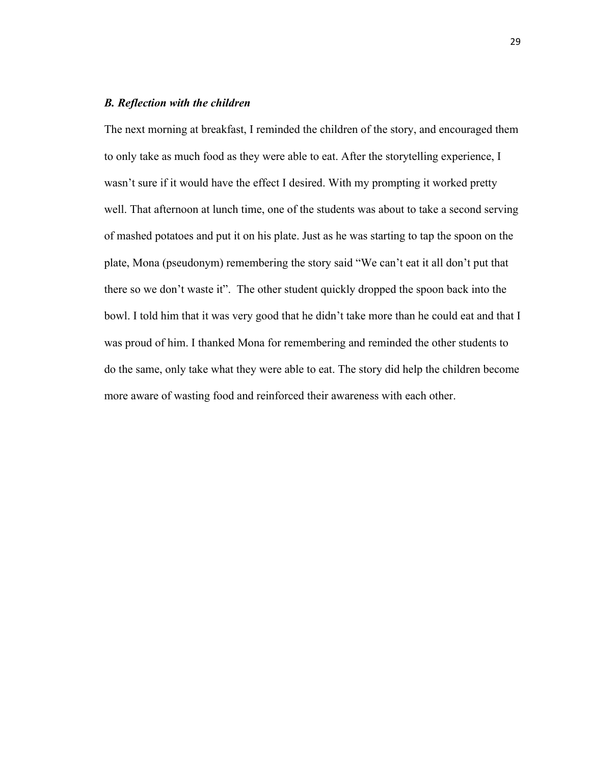### *B. Reflection with the children*

The next morning at breakfast, I reminded the children of the story, and encouraged them to only take as much food as they were able to eat. After the storytelling experience, I wasn't sure if it would have the effect I desired. With my prompting it worked pretty well. That afternoon at lunch time, one of the students was about to take a second serving of mashed potatoes and put it on his plate. Just as he was starting to tap the spoon on the plate, Mona (pseudonym) remembering the story said "We can't eat it all don't put that there so we don't waste it". The other student quickly dropped the spoon back into the bowl. I told him that it was very good that he didn't take more than he could eat and that I was proud of him. I thanked Mona for remembering and reminded the other students to do the same, only take what they were able to eat. The story did help the children become more aware of wasting food and reinforced their awareness with each other.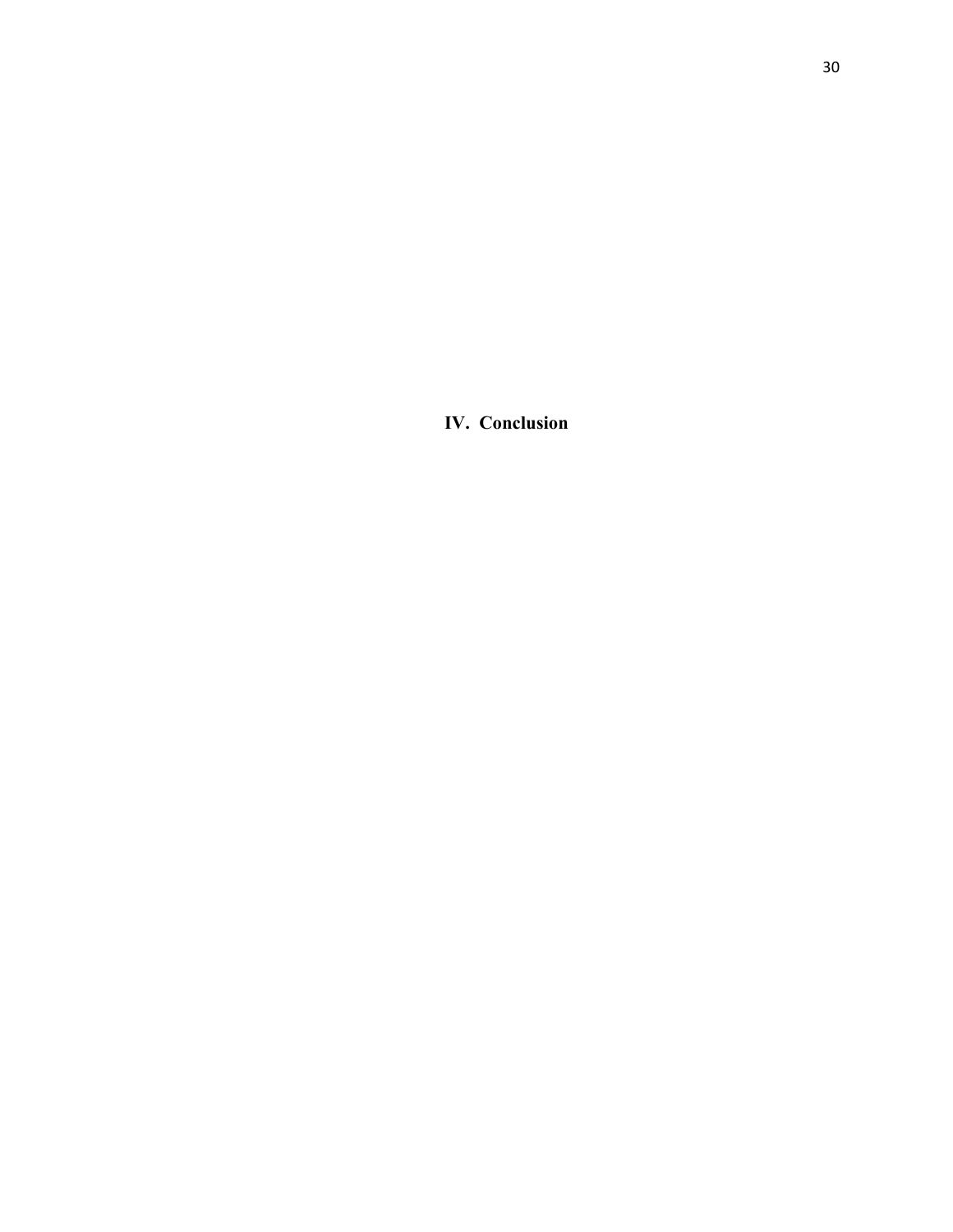# IV. Conclusion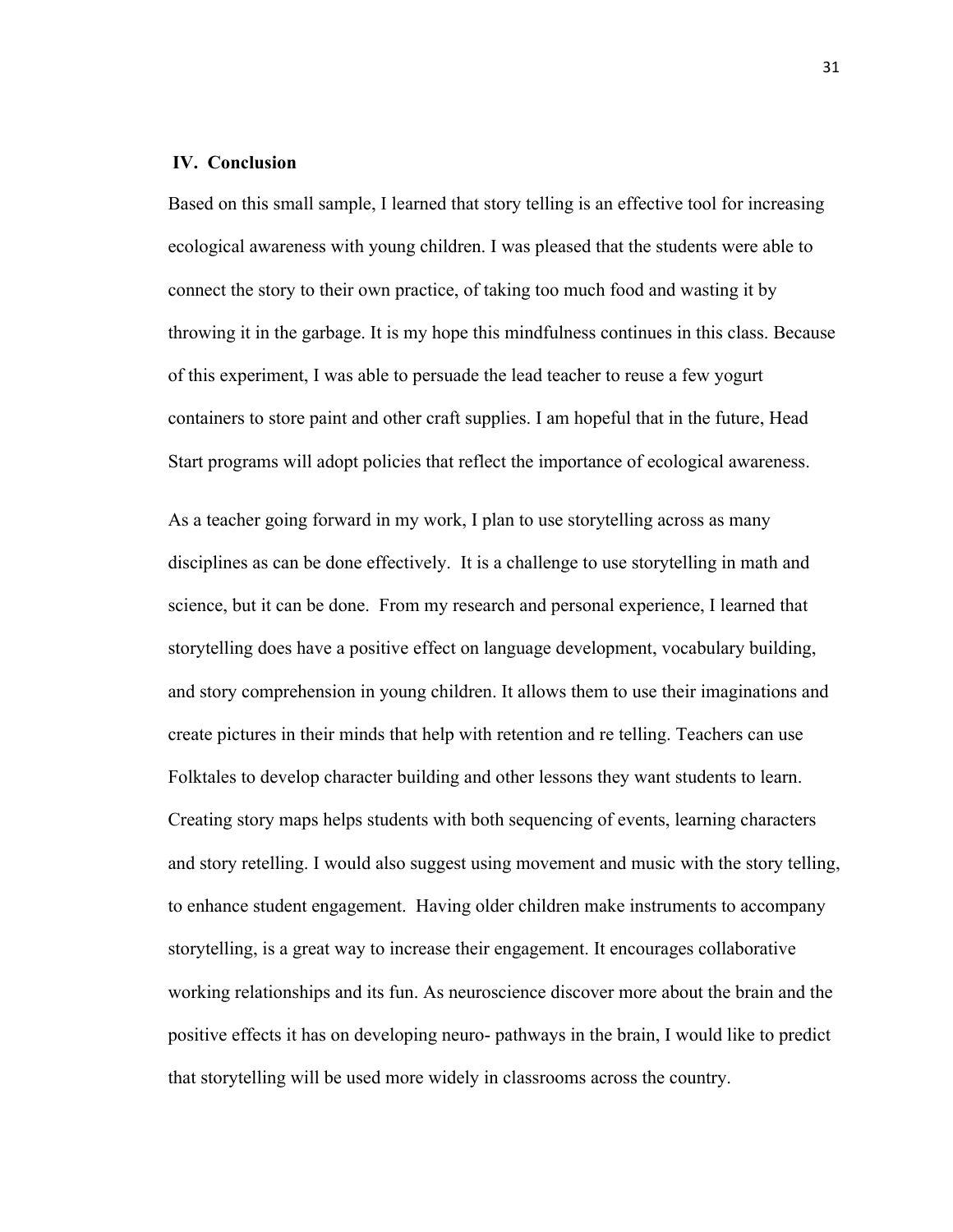## IV. Conclusion

Based on this small sample, I learned that story telling is an effective tool for increasing ecological awareness with young children. I was pleased that the students were able to connect the story to their own practice, of taking too much food and wasting it by throwing it in the garbage. It is my hope this mindfulness continues in this class. Because of this experiment, I was able to persuade the lead teacher to reuse a few yogurt containers to store paint and other craft supplies. I am hopeful that in the future, Head Start programs will adopt policies that reflect the importance of ecological awareness.

As a teacher going forward in my work, I plan to use storytelling across as many disciplines as can be done effectively. It is a challenge to use storytelling in math and science, but it can be done. From my research and personal experience, I learned that storytelling does have a positive effect on language development, vocabulary building, and story comprehension in young children. It allows them to use their imaginations and create pictures in their minds that help with retention and re telling. Teachers can use Folktales to develop character building and other lessons they want students to learn. Creating story maps helps students with both sequencing of events, learning characters and story retelling. I would also suggest using movement and music with the story telling, to enhance student engagement. Having older children make instruments to accompany storytelling, is a great way to increase their engagement. It encourages collaborative working relationships and its fun. As neuroscience discover more about the brain and the positive effects it has on developing neuro- pathways in the brain, I would like to predict that storytelling will be used more widely in classrooms across the country.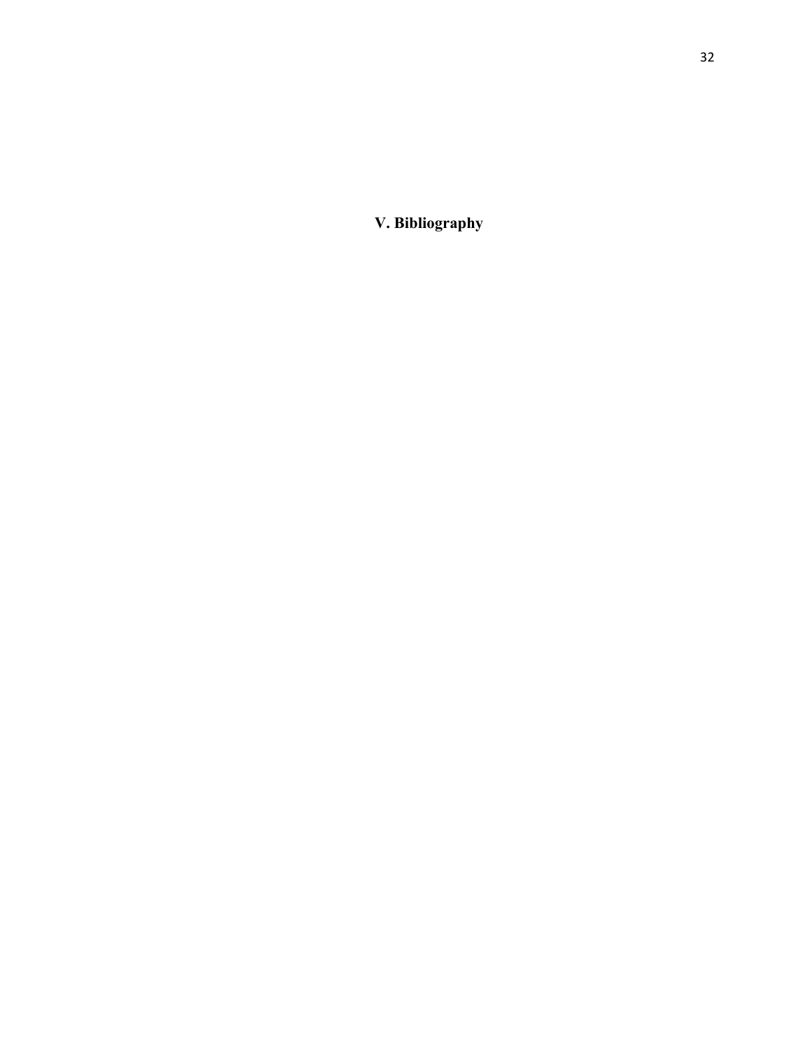# V. Bibliography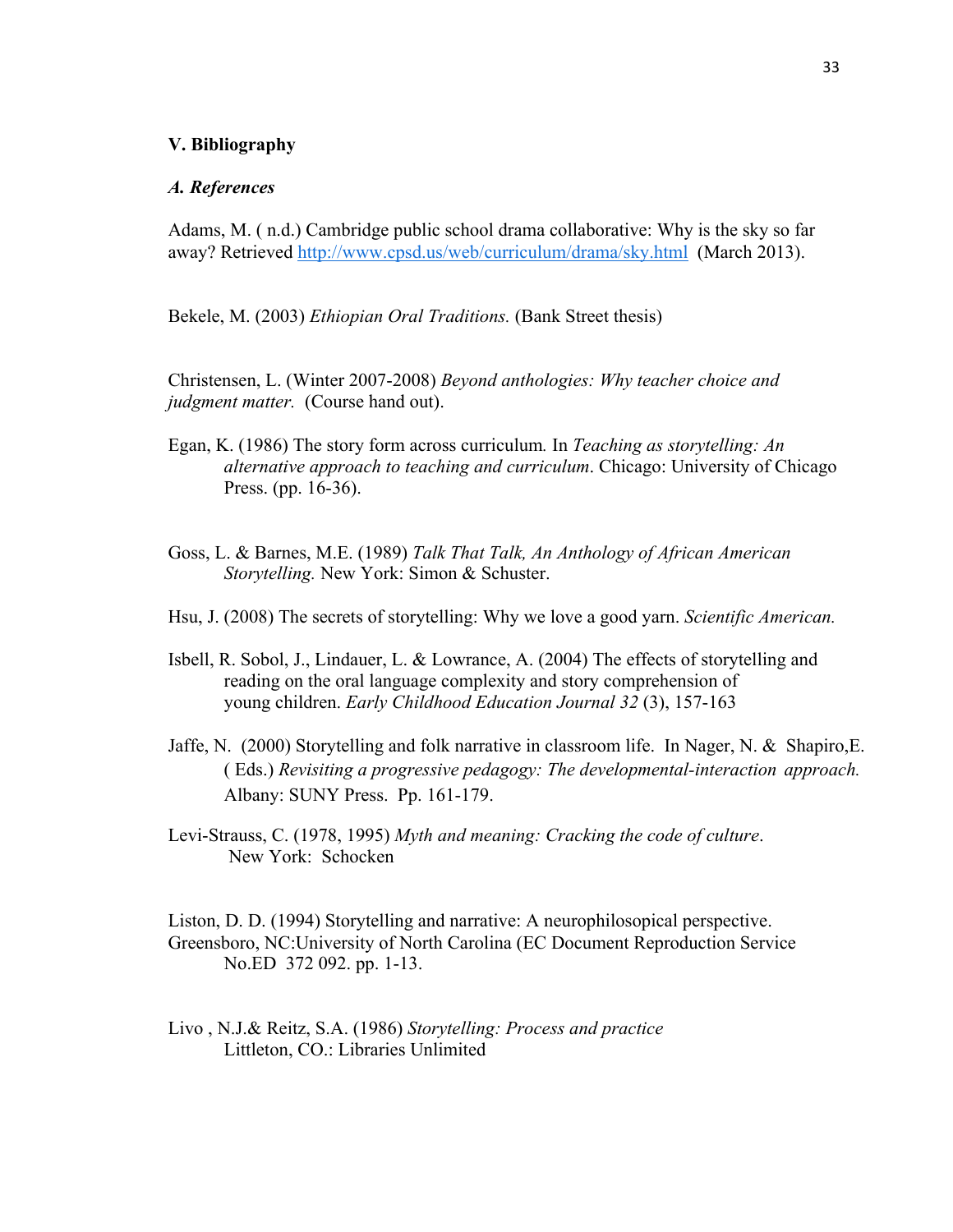## V. Bibliography

### *A. References*

Adams, M. ( n.d.) Cambridge public school drama collaborative: Why is the sky so far away? Retrieved http://www.cpsd.us/web/curriculum/drama/sky.html (March 2013).

Bekele, M. (2003) *Ethiopian Oral Traditions.* (Bank Street thesis)

Christensen, L. (Winter 2007-2008) *Beyond anthologies: Why teacher choice and judgment matter.* (Course hand out).

Egan, K. (1986) The story form across curriculum. In *Teaching as storytelling: An alternative approach to teaching and curriculum*. Chicago: University of Chicago Press. (pp. 16-36).

Goss, L. & Barnes, M.E. (1989) *Talk That Talk, An Anthology of African American Storytelling.* New York: Simon & Schuster.

Hsu, J. (2008) The secrets of storytelling: Why we love a good yarn. *Scientific American.*

Isbell, R. Sobol, J., Lindauer, L. & Lowrance, A. (2004) The effects of storytelling and reading on the oral language complexity and story comprehension of young children. *Early Childhood Education Journal 32* (3), 157-163

Jaffe, N. (2000) Storytelling and folk narrative in classroom life. In Nager, N. & Shapiro,E. ( Eds.) *Revisiting a progressive pedagogy: The developmental-interaction approach.* Albany: SUNY Press. Pp. 161-179.

Levi-Strauss, C. (1978, 1995) *Myth and meaning: Cracking the code of culture*. New York: Schocken

Liston, D. D. (1994) Storytelling and narrative: A neurophilosopical perspective. Greensboro, NC:University of North Carolina (EC Document Reproduction Service No.ED 372 092. pp. 1-13.

Livo , N.J.& Reitz, S.A. (1986) *Storytelling: Process and practice* Littleton, CO.: Libraries Unlimited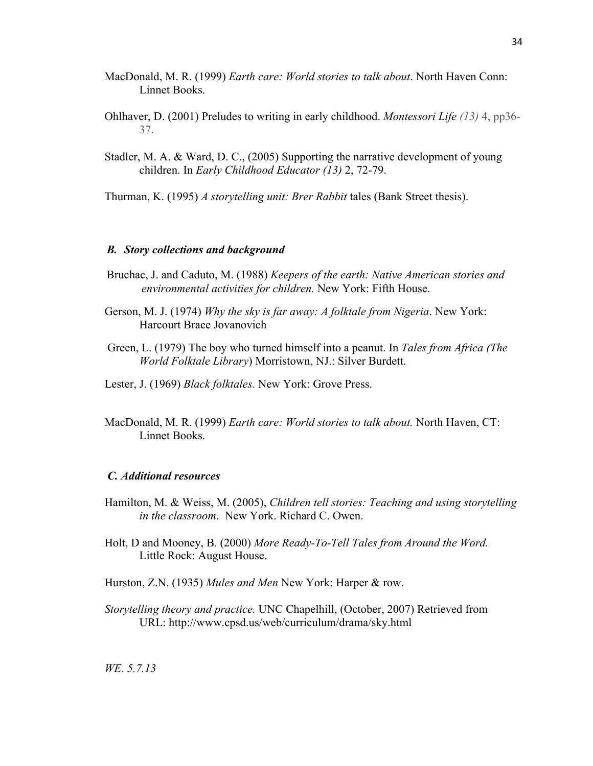MacDonald, M. R. (1999) *Earth care: World stories to talk about*. North Haven Conn: Linnet Books.

Ohlhaver, D. (2001) Preludes to writing in early childhood. *Montessori Life (13)* 4, pp36-37.

Stadler, M. A. & Ward, D. C., (2005) Supporting the narrative development of young children. In *Early Childhood Educator (13)* 2, 72-79.

Thurman, K. (1995) *A storytelling unit: Brer Rabbit* tales (Bank Street thesis).

### *B. Story collections and background*

Bruchac, J. and Caduto, M. (1988) *Keepers of the earth: Native American stories and environmental activities for children.* New York: Fifth House.

Gerson, M. J. (1974) *Why the sky is far away: A folktale from Nigeria*. New York: Harcourt Brace Jovanovich

Green, L. (1979) The boy who turned himself into a peanut. In *Tales from Africa (The World Folktale Library*) Morristown, NJ.: Silver Burdett.

Lester, J. (1969) *Black folktales.* New York: Grove Press.

MacDonald, M. R. (1999) *Earth care: World stories to talk about.* North Haven, CT: Linnet Books.

### *C. Additional resources*

Hamilton, M. & Weiss, M. (2005), *Children tell stories: Teaching and using storytelling in the classroom*. New York. Richard C. Owen.

Holt, D and Mooney, B. (2000) *More Ready-To-Tell Tales from Around the Word.* Little Rock: August House.

Hurston, Z.N. (1935) *Mules and Men* New York: Harper & row.

*Storytelling theory and practice.* UNC Chapelhill, (October, 2007) Retrieved from URL: http://www.cpsd.us/web/curriculum/drama/sky.html

*WE. 5.7.13*